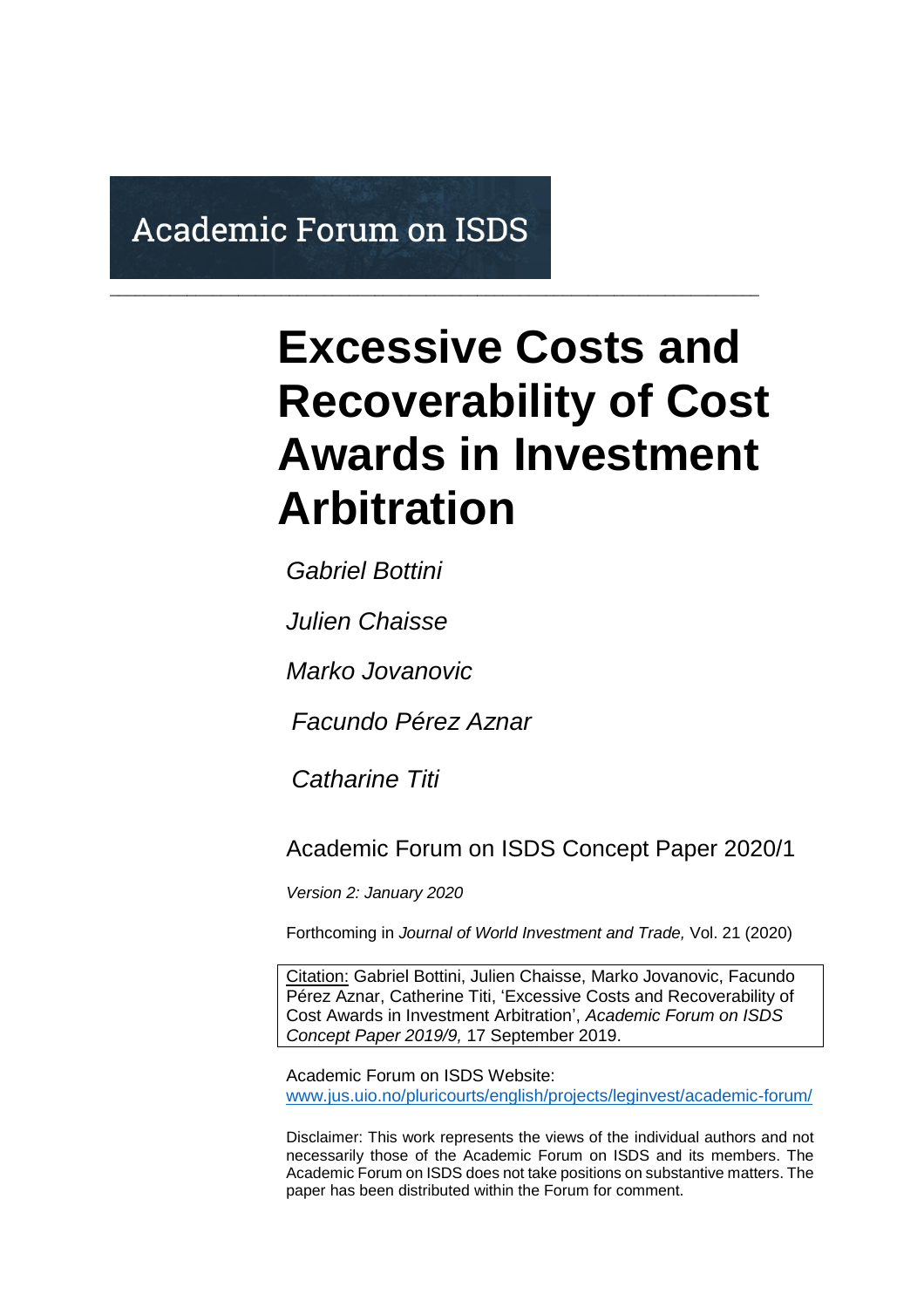Academic Forum on ISDS

# Excessive Costs and Recoverability of Cost Awards in Investment Arbitration

*Gabriel Bottini*

*Julien Chaisse*

*Marko Jovanovic*

*Facundo Pérez Aznar*

*Catharine Titi*

Academic Forum on ISDS Concept Paper 2020/1

*Version 2: January 2020*

Forthcoming in *Journal of World Investment and Trade,* Vol. 21 (2020)

Citation: Gabriel Bottini, Julien Chaisse, Marko Jovanovic, Facundo Pérez Aznar, Catherine Titi, 'Excessive Costs and Recoverability of Cost Awards in Investment Arbitration', *Academic Forum on ISDS Concept Paper 2019/9,* 17 September 2019.

Academic Forum on ISDS Website:
www.jus.uio.no/pluricourts/english/projects/leginvest/academic-forum/

Disclaimer: This work represents the views of the individual authors and not necessarily those of the Academic Forum on ISDS and its members. The Academic Forum on ISDS does not take positions on substantive matters. The paper has been distributed within the Forum for comment.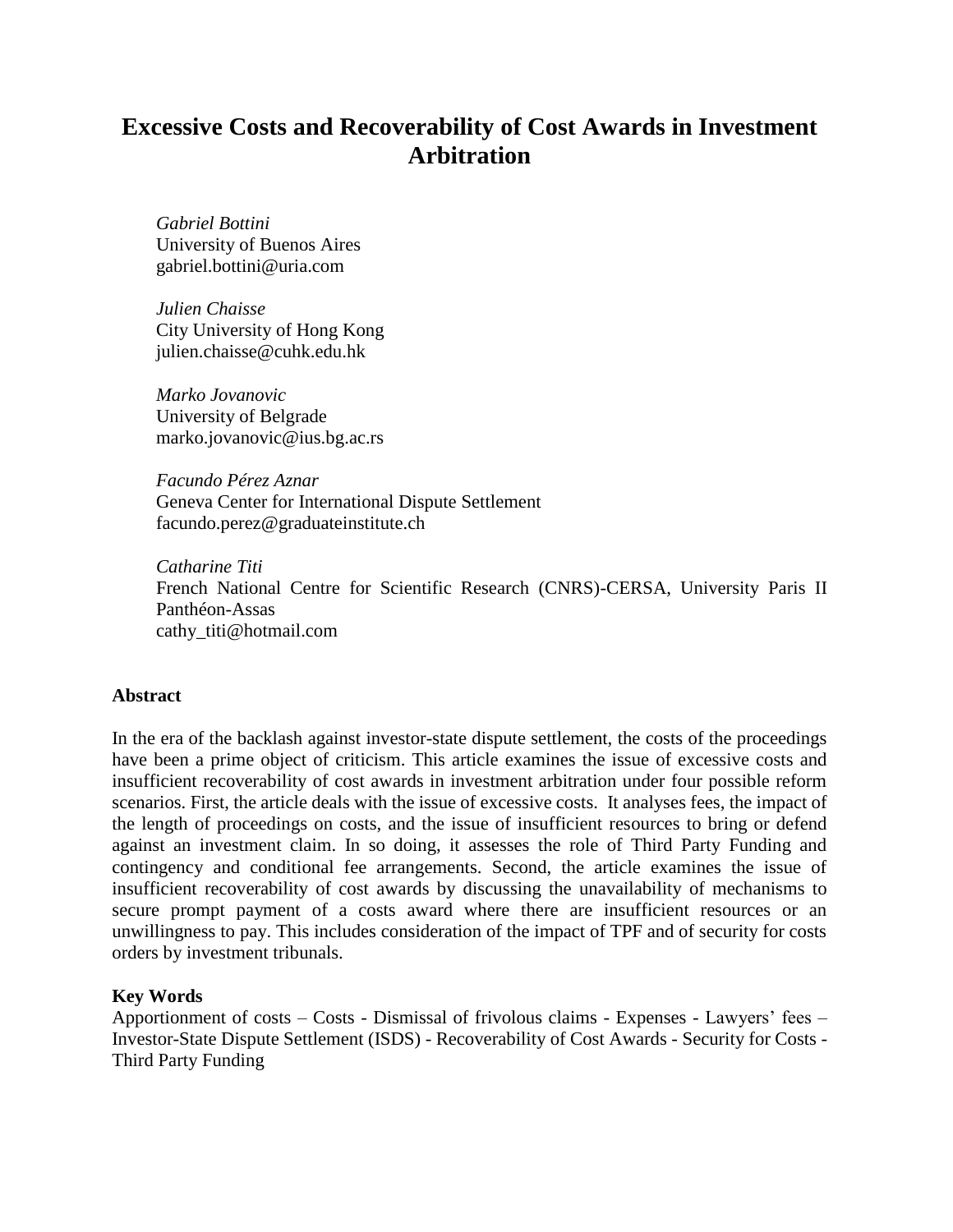# Excessive Costs and Recoverability of Cost Awards in Investment Arbitration

*Gabriel Bottini*
University of Buenos Aires
gabriel.bottini@uria.com

*Julien Chaisse*
City University of Hong Kong
julien.chaisse@cuhk.edu.hk

*Marko Jovanovic*
University of Belgrade
marko.jovanovic@ius.bg.ac.rs

*Facundo Pérez Aznar*
Geneva Center for International Dispute Settlement
facundo.perez@graduateinstitute.ch

*Catharine Titi*
French National Centre for Scientific Research (CNRS)-CERSA, University Paris II Panthéon-Assas
cathy_titi@hotmail.com

**Abstract**

In the era of the backlash against investor-state dispute settlement, the costs of the proceedings have been a prime object of criticism. This article examines the issue of excessive costs and insufficient recoverability of cost awards in investment arbitration under four possible reform scenarios. First, the article deals with the issue of excessive costs. It analyses fees, the impact of the length of proceedings on costs, and the issue of insufficient resources to bring or defend against an investment claim. In so doing, it assesses the role of Third Party Funding and contingency and conditional fee arrangements. Second, the article examines the issue of insufficient recoverability of cost awards by discussing the unavailability of mechanisms to secure prompt payment of a costs award where there are insufficient resources or an unwillingness to pay. This includes consideration of the impact of TPF and of security for costs orders by investment tribunals.

**Key Words**

Apportionment of costs – Costs - Dismissal of frivolous claims - Expenses - Lawyers' fees – Investor-State Dispute Settlement (ISDS) - Recoverability of Cost Awards - Security for Costs - Third Party Funding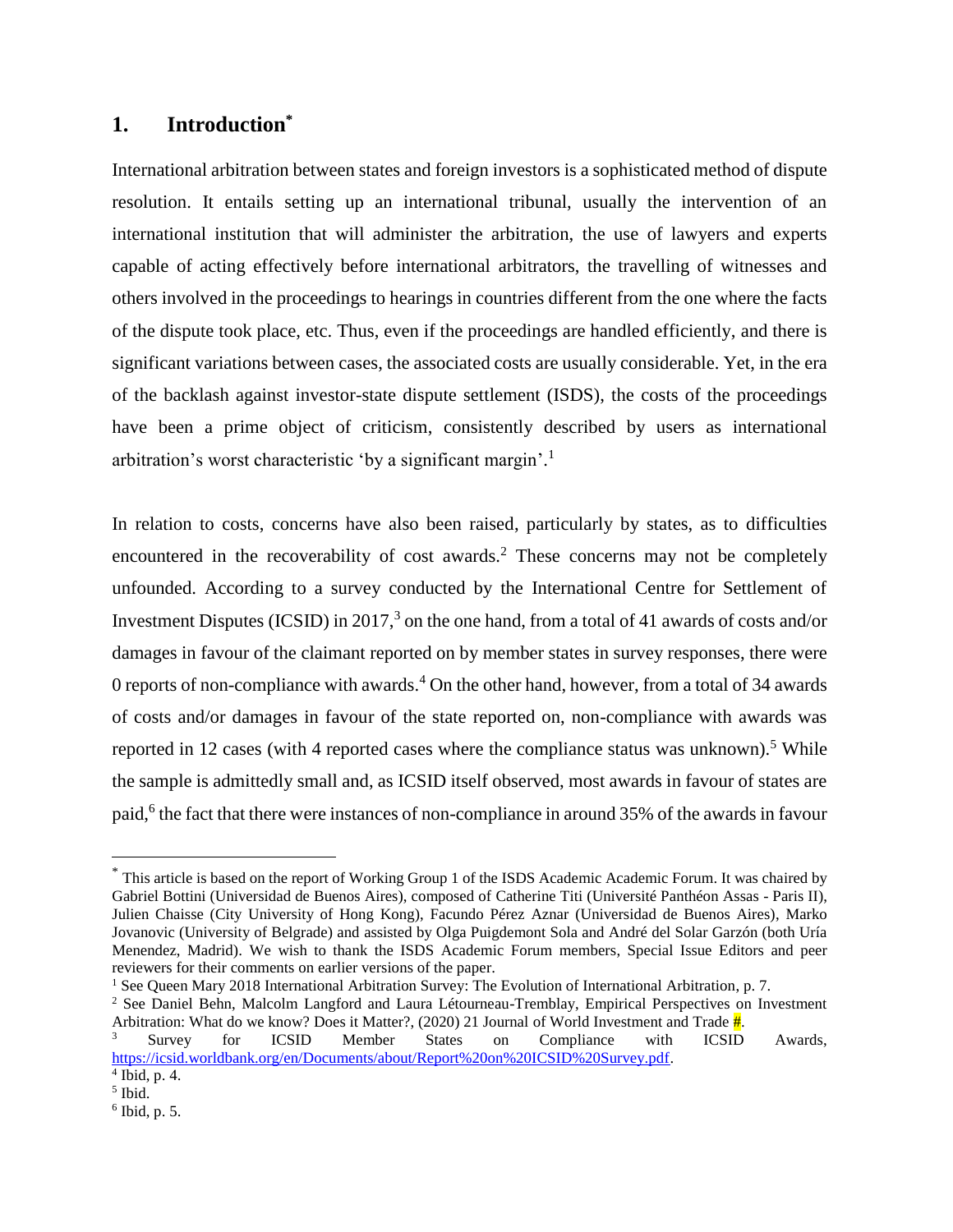## 1. Introduction*

International arbitration between states and foreign investors is a sophisticated method of dispute resolution. It entails setting up an international tribunal, usually the intervention of an international institution that will administer the arbitration, the use of lawyers and experts capable of acting effectively before international arbitrators, the travelling of witnesses and others involved in the proceedings to hearings in countries different from the one where the facts of the dispute took place, etc. Thus, even if the proceedings are handled efficiently, and there is significant variations between cases, the associated costs are usually considerable. Yet, in the era of the backlash against investor-state dispute settlement (ISDS), the costs of the proceedings have been a prime object of criticism, consistently described by users as international arbitration's worst characteristic 'by a significant margin'.[1]

In relation to costs, concerns have also been raised, particularly by states, as to difficulties encountered in the recoverability of cost awards.[2] These concerns may not be completely unfounded. According to a survey conducted by the International Centre for Settlement of Investment Disputes (ICSID) in 2017,[3] on the one hand, from a total of 41 awards of costs and/or damages in favour of the claimant reported on by member states in survey responses, there were 0 reports of non-compliance with awards.[4] On the other hand, however, from a total of 34 awards of costs and/or damages in favour of the state reported on, non-compliance with awards was reported in 12 cases (with 4 reported cases where the compliance status was unknown).[5] While the sample is admittedly small and, as ICSID itself observed, most awards in favour of states are paid,[6] the fact that there were instances of non-compliance in around 35% of the awards in favour

---

* This article is based on the report of Working Group 1 of the ISDS Academic Academic Forum. It was chaired by Gabriel Bottini (Universidad de Buenos Aires), composed of Catherine Titi (Université Panthéon Assas - Paris II), Julien Chaisse (City University of Hong Kong), Facundo Pérez Aznar (Universidad de Buenos Aires), Marko Jovanovic (University of Belgrade) and assisted by Olga Puigdemont Sola and André del Solar Garzón (both Uría Menendez, Madrid). We wish to thank the ISDS Academic Forum members, Special Issue Editors and peer reviewers for their comments on earlier versions of the paper.

[1] See Queen Mary 2018 International Arbitration Survey: The Evolution of International Arbitration, p. 7.

[2] See Daniel Behn, Malcolm Langford and Laura Létourneau-Tremblay, Empirical Perspectives on Investment Arbitration: What do we know? Does it Matter?, (2020) 21 Journal of World Investment and Trade #.

[3] Survey for ICSID Member States on Compliance with ICSID Awards, https://icsid.worldbank.org/en/Documents/about/Report%20on%20ICSID%20Survey.pdf.

[4] Ibid, p. 4.

[5] Ibid.

[6] Ibid, p. 5.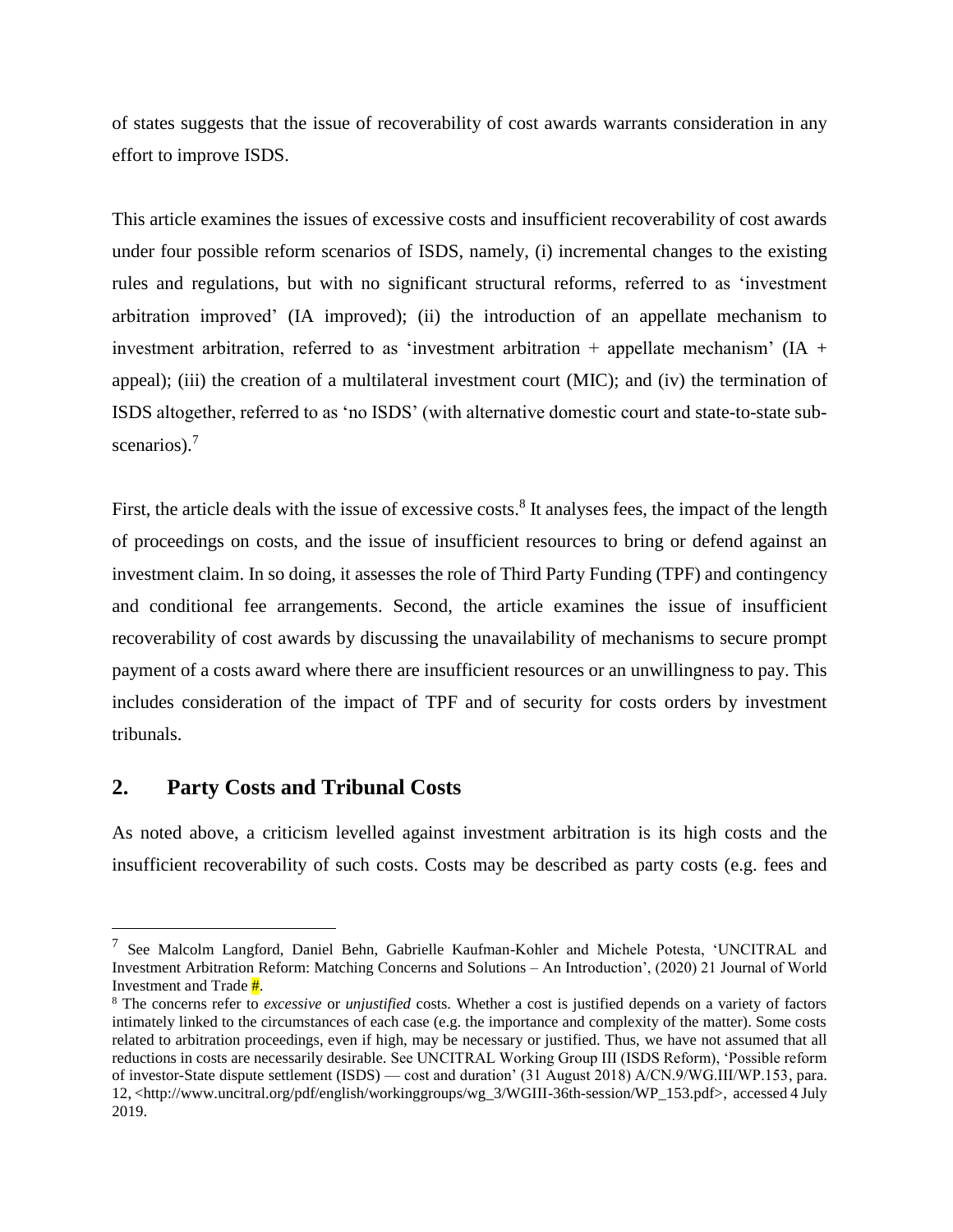of states suggests that the issue of recoverability of cost awards warrants consideration in any effort to improve ISDS.

This article examines the issues of excessive costs and insufficient recoverability of cost awards under four possible reform scenarios of ISDS, namely, (i) incremental changes to the existing rules and regulations, but with no significant structural reforms, referred to as 'investment arbitration improved' (IA improved); (ii) the introduction of an appellate mechanism to investment arbitration, referred to as 'investment arbitration + appellate mechanism' (IA + appeal); (iii) the creation of a multilateral investment court (MIC); and (iv) the termination of ISDS altogether, referred to as 'no ISDS' (with alternative domestic court and state-to-state sub-scenarios).[7]

First, the article deals with the issue of excessive costs.[8] It analyses fees, the impact of the length of proceedings on costs, and the issue of insufficient resources to bring or defend against an investment claim. In so doing, it assesses the role of Third Party Funding (TPF) and contingency and conditional fee arrangements. Second, the article examines the issue of insufficient recoverability of cost awards by discussing the unavailability of mechanisms to secure prompt payment of a costs award where there are insufficient resources or an unwillingness to pay. This includes consideration of the impact of TPF and of security for costs orders by investment tribunals.

## 2. Party Costs and Tribunal Costs

As noted above, a criticism levelled against investment arbitration is its high costs and the insufficient recoverability of such costs. Costs may be described as party costs (e.g. fees and

---

[7] See Malcolm Langford, Daniel Behn, Gabrielle Kaufman-Kohler and Michele Potesta, 'UNCITRAL and Investment Arbitration Reform: Matching Concerns and Solutions – An Introduction', (2020) 21 Journal of World Investment and Trade #.

[8] The concerns refer to *excessive* or *unjustified* costs. Whether a cost is justified depends on a variety of factors intimately linked to the circumstances of each case (e.g. the importance and complexity of the matter). Some costs related to arbitration proceedings, even if high, may be necessary or justified. Thus, we have not assumed that all reductions in costs are necessarily desirable. See UNCITRAL Working Group III (ISDS Reform), 'Possible reform of investor-State dispute settlement (ISDS) — cost and duration' (31 August 2018) A/CN.9/WG.III/WP.153, para. 12, <http://www.uncitral.org/pdf/english/workinggroups/wg_3/WGIII-36th-session/WP_153.pdf>, accessed 4 July 2019.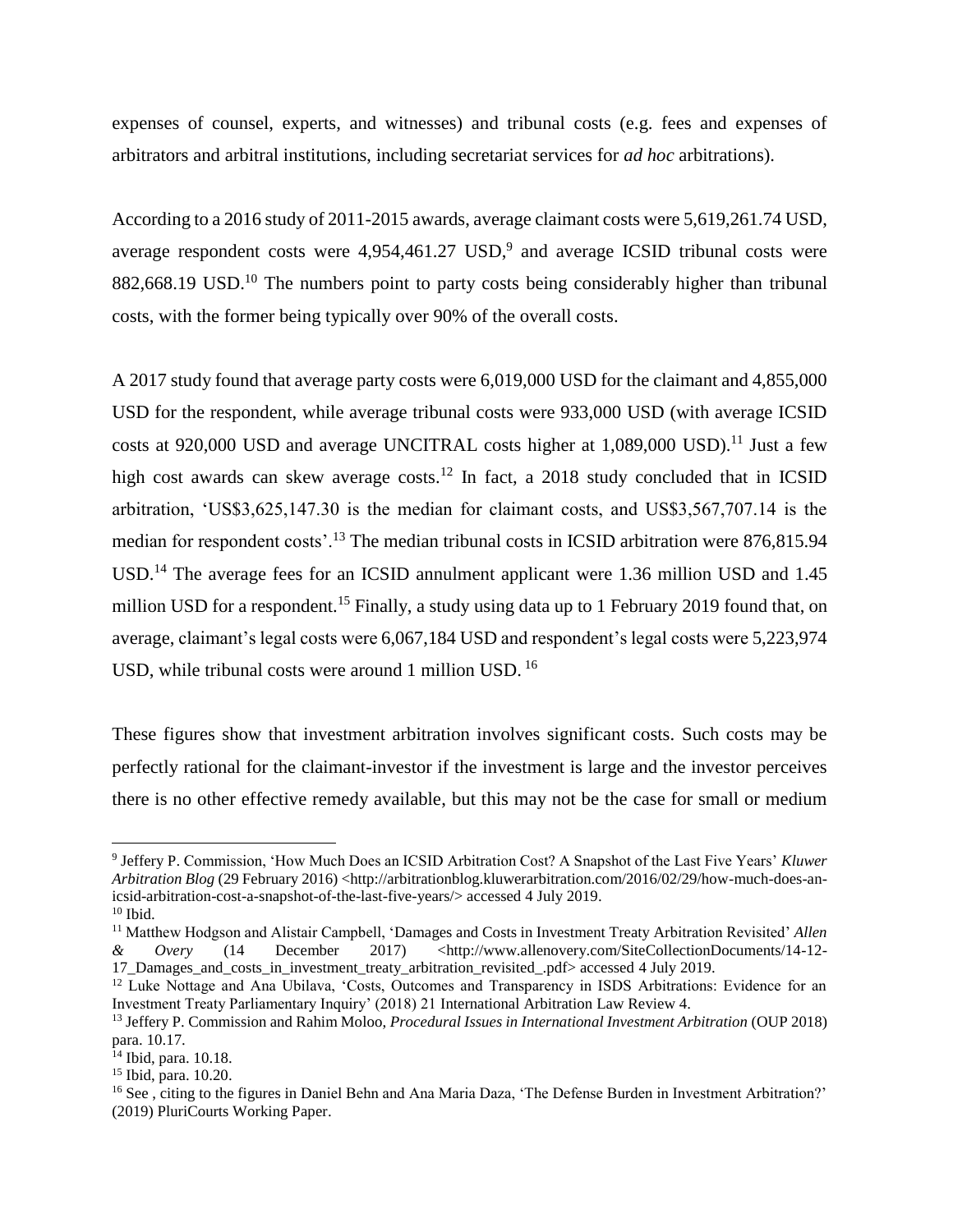expenses of counsel, experts, and witnesses) and tribunal costs (e.g. fees and expenses of arbitrators and arbitral institutions, including secretariat services for *ad hoc* arbitrations).

According to a 2016 study of 2011-2015 awards, average claimant costs were 5,619,261.74 USD, average respondent costs were 4,954,461.27 USD,[9] and average ICSID tribunal costs were 882,668.19 USD.[10] The numbers point to party costs being considerably higher than tribunal costs, with the former being typically over 90% of the overall costs.

A 2017 study found that average party costs were 6,019,000 USD for the claimant and 4,855,000 USD for the respondent, while average tribunal costs were 933,000 USD (with average ICSID costs at 920,000 USD and average UNCITRAL costs higher at 1,089,000 USD).[11] Just a few high cost awards can skew average costs.[12] In fact, a 2018 study concluded that in ICSID arbitration, 'US$3,625,147.30 is the median for claimant costs, and US$3,567,707.14 is the median for respondent costs'.[13] The median tribunal costs in ICSID arbitration were 876,815.94 USD.[14] The average fees for an ICSID annulment applicant were 1.36 million USD and 1.45 million USD for a respondent.[15] Finally, a study using data up to 1 February 2019 found that, on average, claimant's legal costs were 6,067,184 USD and respondent's legal costs were 5,223,974 USD, while tribunal costs were around 1 million USD.[16]

These figures show that investment arbitration involves significant costs. Such costs may be perfectly rational for the claimant-investor if the investment is large and the investor perceives there is no other effective remedy available, but this may not be the case for small or medium

---

[9] Jeffery P. Commission, 'How Much Does an ICSID Arbitration Cost? A Snapshot of the Last Five Years' *Kluwer Arbitration Blog* (29 February 2016) <http://arbitrationblog.kluwerarbitration.com/2016/02/29/how-much-does-an-icsid-arbitration-cost-a-snapshot-of-the-last-five-years/> accessed 4 July 2019.

[10] Ibid.

[11] Matthew Hodgson and Alistair Campbell, 'Damages and Costs in Investment Treaty Arbitration Revisited' *Allen & Overy* (14 December 2017) <http://www.allenovery.com/SiteCollectionDocuments/14-12-17_Damages_and_costs_in_investment_treaty_arbitration_revisited_.pdf> accessed 4 July 2019.

[12] Luke Nottage and Ana Ubilava, 'Costs, Outcomes and Transparency in ISDS Arbitrations: Evidence for an Investment Treaty Parliamentary Inquiry' (2018) 21 International Arbitration Law Review 4.

[13] Jeffery P. Commission and Rahim Moloo, *Procedural Issues in International Investment Arbitration* (OUP 2018) para. 10.17.

[14] Ibid, para. 10.18.

[15] Ibid, para. 10.20.

[16] See , citing to the figures in Daniel Behn and Ana Maria Daza, 'The Defense Burden in Investment Arbitration?' (2019) PluriCourts Working Paper.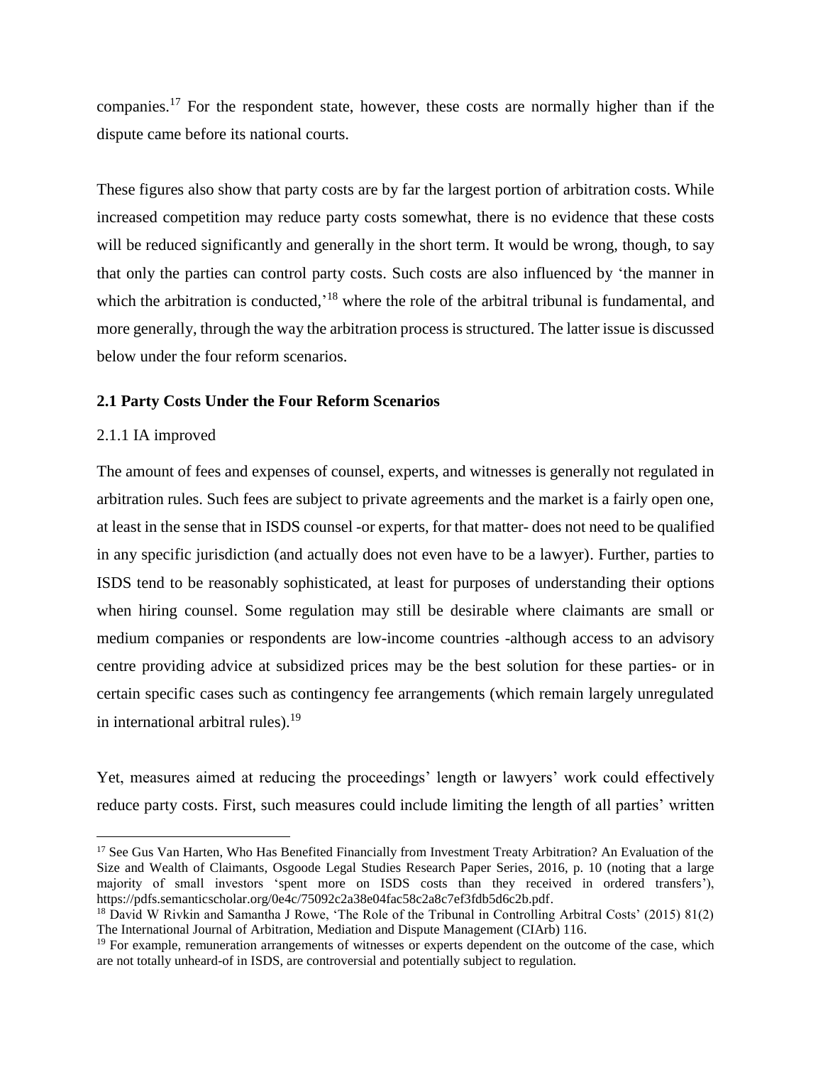companies.[17] For the respondent state, however, these costs are normally higher than if the dispute came before its national courts.

These figures also show that party costs are by far the largest portion of arbitration costs. While increased competition may reduce party costs somewhat, there is no evidence that these costs will be reduced significantly and generally in the short term. It would be wrong, though, to say that only the parties can control party costs. Such costs are also influenced by 'the manner in which the arbitration is conducted,'[18] where the role of the arbitral tribunal is fundamental, and more generally, through the way the arbitration process is structured. The latter issue is discussed below under the four reform scenarios.

### 2.1 Party Costs Under the Four Reform Scenarios

#### 2.1.1 IA improved

The amount of fees and expenses of counsel, experts, and witnesses is generally not regulated in arbitration rules. Such fees are subject to private agreements and the market is a fairly open one, at least in the sense that in ISDS counsel -or experts, for that matter- does not need to be qualified in any specific jurisdiction (and actually does not even have to be a lawyer). Further, parties to ISDS tend to be reasonably sophisticated, at least for purposes of understanding their options when hiring counsel. Some regulation may still be desirable where claimants are small or medium companies or respondents are low-income countries -although access to an advisory centre providing advice at subsidized prices may be the best solution for these parties- or in certain specific cases such as contingency fee arrangements (which remain largely unregulated in international arbitral rules).[19]

Yet, measures aimed at reducing the proceedings' length or lawyers' work could effectively reduce party costs. First, such measures could include limiting the length of all parties' written

---

[17] See Gus Van Harten, Who Has Benefited Financially from Investment Treaty Arbitration? An Evaluation of the Size and Wealth of Claimants, Osgoode Legal Studies Research Paper Series, 2016, p. 10 (noting that a large majority of small investors 'spent more on ISDS costs than they received in ordered transfers'), https://pdfs.semanticscholar.org/0e4c/75092c2a38e04fac58c2a8c7ef3fdb5d6c2b.pdf.

[18] David W Rivkin and Samantha J Rowe, 'The Role of the Tribunal in Controlling Arbitral Costs' (2015) 81(2) The International Journal of Arbitration, Mediation and Dispute Management (CIArb) 116.

[19] For example, remuneration arrangements of witnesses or experts dependent on the outcome of the case, which are not totally unheard-of in ISDS, are controversial and potentially subject to regulation.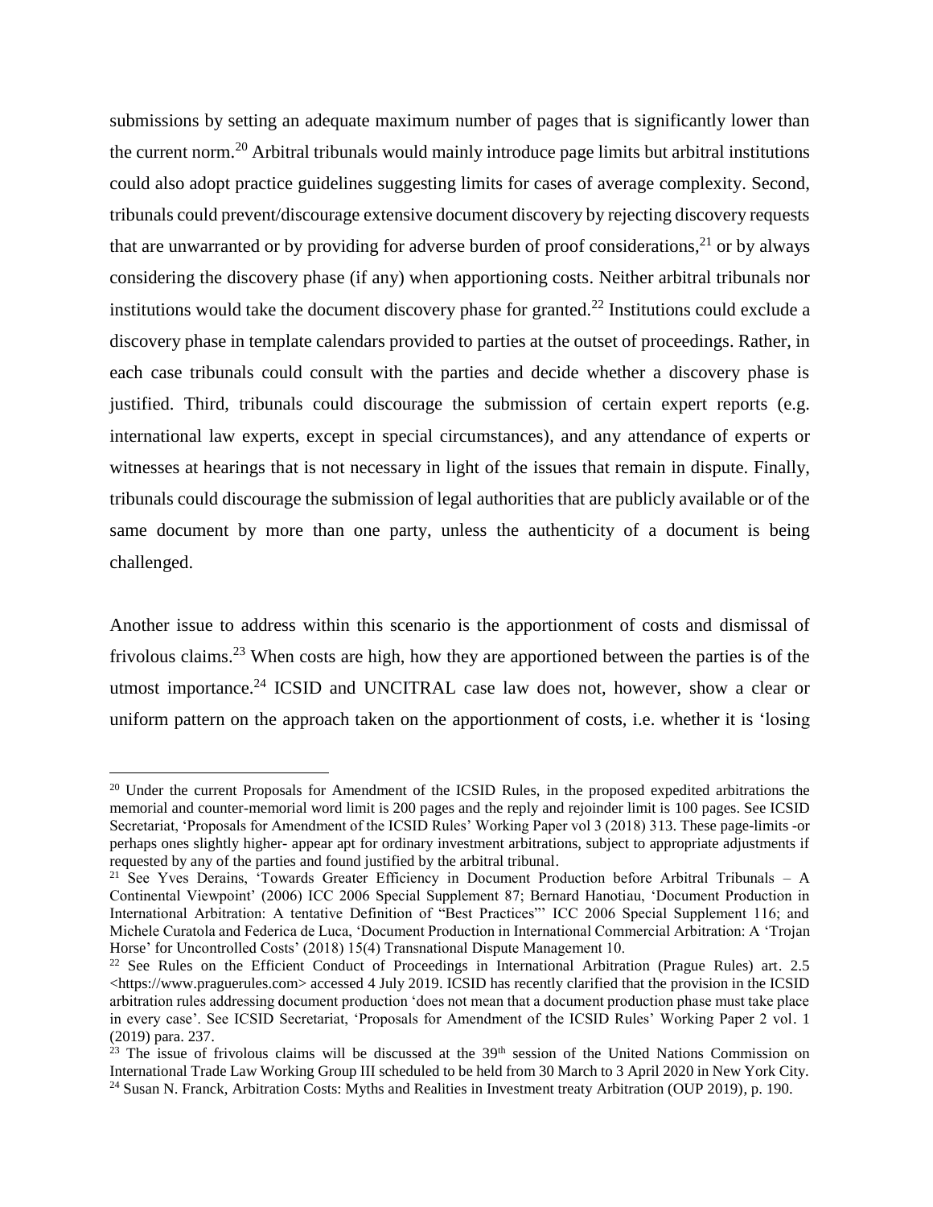submissions by setting an adequate maximum number of pages that is significantly lower than the current norm.[20] Arbitral tribunals would mainly introduce page limits but arbitral institutions could also adopt practice guidelines suggesting limits for cases of average complexity. Second, tribunals could prevent/discourage extensive document discovery by rejecting discovery requests that are unwarranted or by providing for adverse burden of proof considerations,[21] or by always considering the discovery phase (if any) when apportioning costs. Neither arbitral tribunals nor institutions would take the document discovery phase for granted.[22] Institutions could exclude a discovery phase in template calendars provided to parties at the outset of proceedings. Rather, in each case tribunals could consult with the parties and decide whether a discovery phase is justified. Third, tribunals could discourage the submission of certain expert reports (e.g. international law experts, except in special circumstances), and any attendance of experts or witnesses at hearings that is not necessary in light of the issues that remain in dispute. Finally, tribunals could discourage the submission of legal authorities that are publicly available or of the same document by more than one party, unless the authenticity of a document is being challenged.

Another issue to address within this scenario is the apportionment of costs and dismissal of frivolous claims.[23] When costs are high, how they are apportioned between the parties is of the utmost importance.[24] ICSID and UNCITRAL case law does not, however, show a clear or uniform pattern on the approach taken on the apportionment of costs, i.e. whether it is 'losing

---

[20] Under the current Proposals for Amendment of the ICSID Rules, in the proposed expedited arbitrations the memorial and counter-memorial word limit is 200 pages and the reply and rejoinder limit is 100 pages. See ICSID Secretariat, 'Proposals for Amendment of the ICSID Rules' Working Paper vol 3 (2018) 313. These page-limits -or perhaps ones slightly higher- appear apt for ordinary investment arbitrations, subject to appropriate adjustments if requested by any of the parties and found justified by the arbitral tribunal.

[21] See Yves Derains, 'Towards Greater Efficiency in Document Production before Arbitral Tribunals – A Continental Viewpoint' (2006) ICC 2006 Special Supplement 87; Bernard Hanotiau, 'Document Production in International Arbitration: A tentative Definition of "Best Practices"' ICC 2006 Special Supplement 116; and Michele Curatola and Federica de Luca, 'Document Production in International Commercial Arbitration: A 'Trojan Horse' for Uncontrolled Costs' (2018) 15(4) Transnational Dispute Management 10.

[22] See Rules on the Efficient Conduct of Proceedings in International Arbitration (Prague Rules) art. 2.5 <https://www.praguerules.com> accessed 4 July 2019. ICSID has recently clarified that the provision in the ICSID arbitration rules addressing document production 'does not mean that a document production phase must take place in every case'. See ICSID Secretariat, 'Proposals for Amendment of the ICSID Rules' Working Paper 2 vol. 1 (2019) para. 237.

[23] The issue of frivolous claims will be discussed at the 39th session of the United Nations Commission on International Trade Law Working Group III scheduled to be held from 30 March to 3 April 2020 in New York City.

[24] Susan N. Franck, Arbitration Costs: Myths and Realities in Investment treaty Arbitration (OUP 2019), p. 190.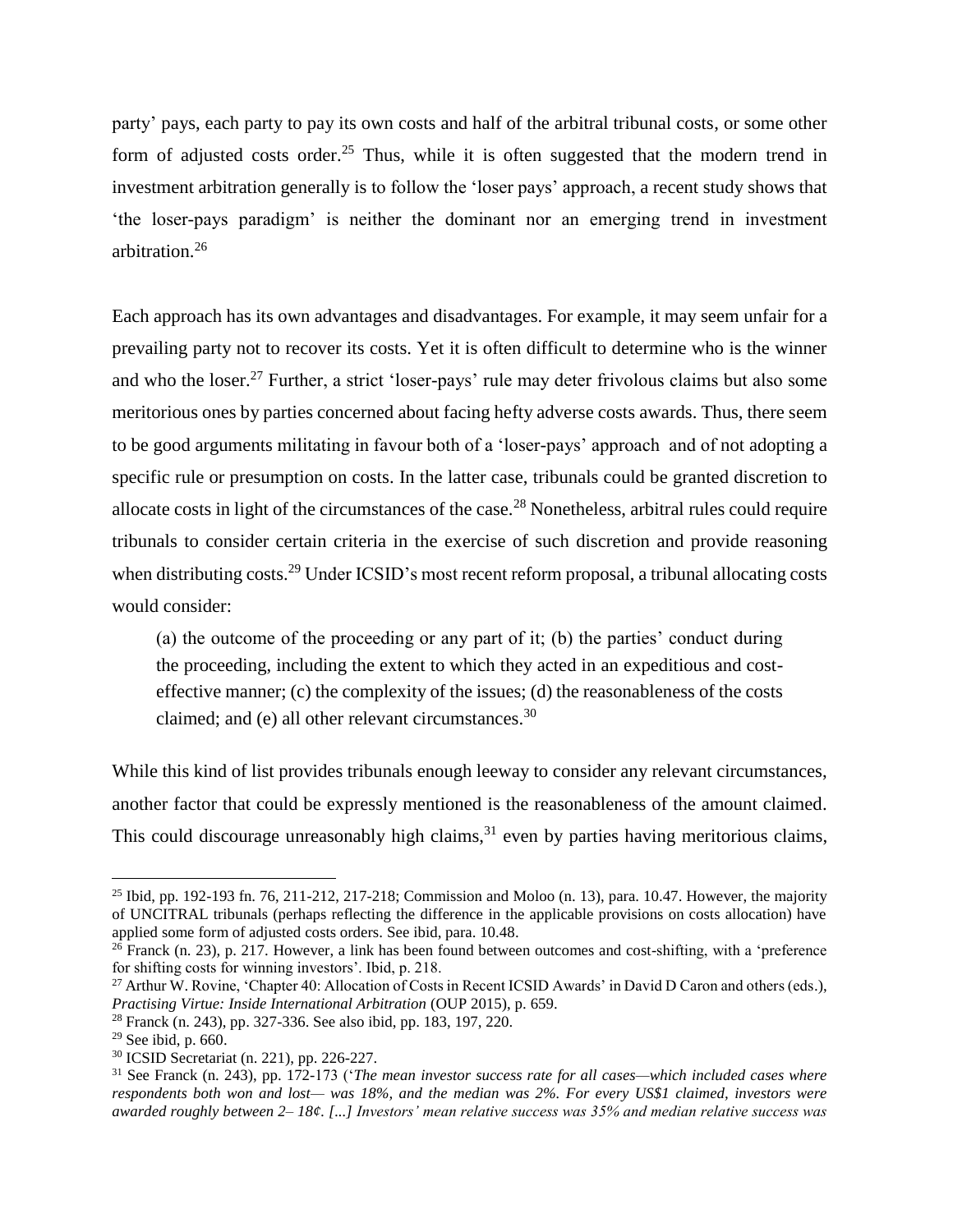party' pays, each party to pay its own costs and half of the arbitral tribunal costs, or some other form of adjusted costs order.[25] Thus, while it is often suggested that the modern trend in investment arbitration generally is to follow the 'loser pays' approach, a recent study shows that 'the loser-pays paradigm' is neither the dominant nor an emerging trend in investment arbitration.[26]

Each approach has its own advantages and disadvantages. For example, it may seem unfair for a prevailing party not to recover its costs. Yet it is often difficult to determine who is the winner and who the loser.[27] Further, a strict 'loser-pays' rule may deter frivolous claims but also some meritorious ones by parties concerned about facing hefty adverse costs awards. Thus, there seem to be good arguments militating in favour both of a 'loser-pays' approach and of not adopting a specific rule or presumption on costs. In the latter case, tribunals could be granted discretion to allocate costs in light of the circumstances of the case.[28] Nonetheless, arbitral rules could require tribunals to consider certain criteria in the exercise of such discretion and provide reasoning when distributing costs.[29] Under ICSID's most recent reform proposal, a tribunal allocating costs would consider:

> (a) the outcome of the proceeding or any part of it; (b) the parties' conduct during the proceeding, including the extent to which they acted in an expeditious and cost-effective manner; (c) the complexity of the issues; (d) the reasonableness of the costs claimed; and (e) all other relevant circumstances.[30]

While this kind of list provides tribunals enough leeway to consider any relevant circumstances, another factor that could be expressly mentioned is the reasonableness of the amount claimed. This could discourage unreasonably high claims,[31] even by parties having meritorious claims,

---

[25] Ibid, pp. 192-193 fn. 76, 211-212, 217-218; Commission and Moloo (n. 13), para. 10.47. However, the majority of UNCITRAL tribunals (perhaps reflecting the difference in the applicable provisions on costs allocation) have applied some form of adjusted costs orders. See ibid, para. 10.48.

[26] Franck (n. 23), p. 217. However, a link has been found between outcomes and cost-shifting, with a 'preference for shifting costs for winning investors'. Ibid, p. 218.

[27] Arthur W. Rovine, 'Chapter 40: Allocation of Costs in Recent ICSID Awards' in David D Caron and others (eds.), *Practising Virtue: Inside International Arbitration* (OUP 2015), p. 659.

[28] Franck (n. 243), pp. 327-336. See also ibid, pp. 183, 197, 220.

[29] See ibid, p. 660.

[30] ICSID Secretariat (n. 221), pp. 226-227.

[31] See Franck (n. 243), pp. 172-173 ('*The mean investor success rate for all cases—which included cases where respondents both won and lost— was 18%, and the median was 2%. For every US$1 claimed, investors were awarded roughly between 2– 18¢. [...] Investors' mean relative success was 35% and median relative success was*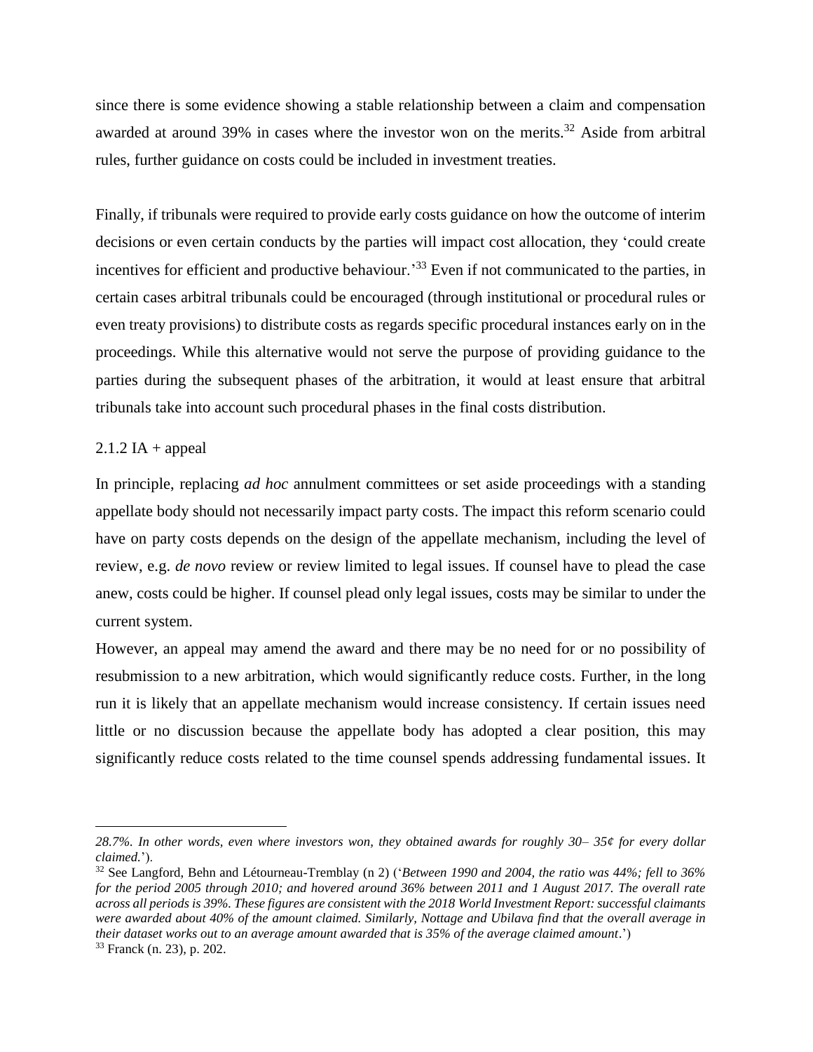since there is some evidence showing a stable relationship between a claim and compensation awarded at around 39% in cases where the investor won on the merits.[32] Aside from arbitral rules, further guidance on costs could be included in investment treaties.

Finally, if tribunals were required to provide early costs guidance on how the outcome of interim decisions or even certain conducts by the parties will impact cost allocation, they 'could create incentives for efficient and productive behaviour.'[33] Even if not communicated to the parties, in certain cases arbitral tribunals could be encouraged (through institutional or procedural rules or even treaty provisions) to distribute costs as regards specific procedural instances early on in the proceedings. While this alternative would not serve the purpose of providing guidance to the parties during the subsequent phases of the arbitration, it would at least ensure that arbitral tribunals take into account such procedural phases in the final costs distribution.

### 2.1.2 IA + appeal

In principle, replacing *ad hoc* annulment committees or set aside proceedings with a standing appellate body should not necessarily impact party costs. The impact this reform scenario could have on party costs depends on the design of the appellate mechanism, including the level of review, e.g. *de novo* review or review limited to legal issues. If counsel have to plead the case anew, costs could be higher. If counsel plead only legal issues, costs may be similar to under the current system.

However, an appeal may amend the award and there may be no need for or no possibility of resubmission to a new arbitration, which would significantly reduce costs. Further, in the long run it is likely that an appellate mechanism would increase consistency. If certain issues need little or no discussion because the appellate body has adopted a clear position, this may significantly reduce costs related to the time counsel spends addressing fundamental issues. It

---

*28.7%. In other words, even where investors won, they obtained awards for roughly 30– 35¢ for every dollar claimed.*').

[32] See Langford, Behn and Létourneau-Tremblay (n 2) ('*Between 1990 and 2004, the ratio was 44%; fell to 36% for the period 2005 through 2010; and hovered around 36% between 2011 and 1 August 2017. The overall rate across all periods is 39%. These figures are consistent with the 2018 World Investment Report: successful claimants were awarded about 40% of the amount claimed. Similarly, Nottage and Ubilava find that the overall average in their dataset works out to an average amount awarded that is 35% of the average claimed amount*.')

[33] Franck (n. 23), p. 202.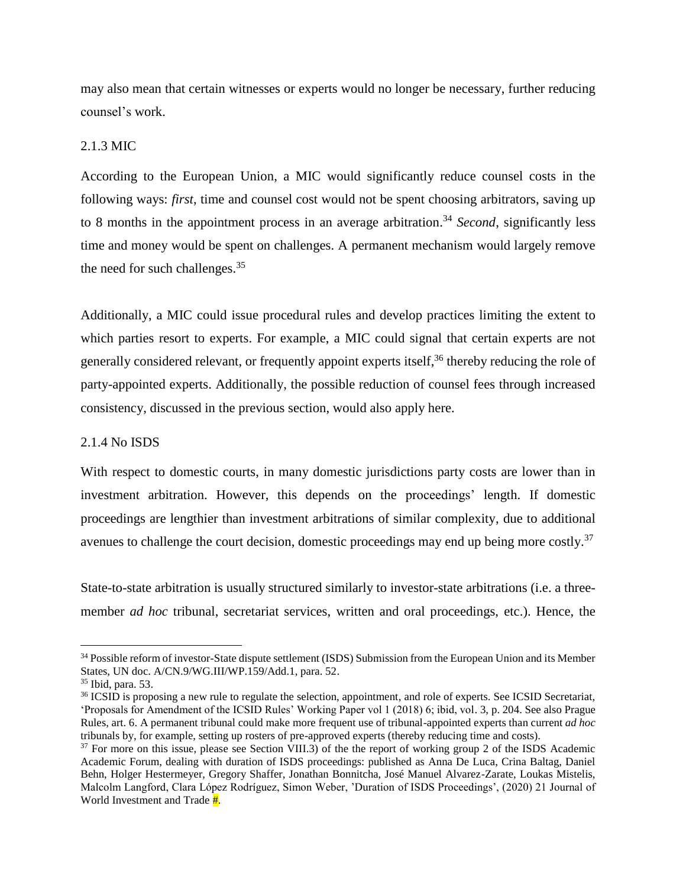may also mean that certain witnesses or experts would no longer be necessary, further reducing counsel's work.

### 2.1.3 MIC

According to the European Union, a MIC would significantly reduce counsel costs in the following ways: *first*, time and counsel cost would not be spent choosing arbitrators, saving up to 8 months in the appointment process in an average arbitration.[34] *Second*, significantly less time and money would be spent on challenges. A permanent mechanism would largely remove the need for such challenges.[35]

Additionally, a MIC could issue procedural rules and develop practices limiting the extent to which parties resort to experts. For example, a MIC could signal that certain experts are not generally considered relevant, or frequently appoint experts itself,[36] thereby reducing the role of party-appointed experts. Additionally, the possible reduction of counsel fees through increased consistency, discussed in the previous section, would also apply here.

### 2.1.4 No ISDS

With respect to domestic courts, in many domestic jurisdictions party costs are lower than in investment arbitration. However, this depends on the proceedings' length. If domestic proceedings are lengthier than investment arbitrations of similar complexity, due to additional avenues to challenge the court decision, domestic proceedings may end up being more costly.[37]

State-to-state arbitration is usually structured similarly to investor-state arbitrations (i.e. a three-member *ad hoc* tribunal, secretariat services, written and oral proceedings, etc.). Hence, the

---

[34] Possible reform of investor-State dispute settlement (ISDS) Submission from the European Union and its Member States, UN doc. A/CN.9/WG.III/WP.159/Add.1, para. 52.

[35] Ibid, para. 53.

[36] ICSID is proposing a new rule to regulate the selection, appointment, and role of experts. See ICSID Secretariat, 'Proposals for Amendment of the ICSID Rules' Working Paper vol 1 (2018) 6; ibid, vol. 3, p. 204. See also Prague Rules, art. 6. A permanent tribunal could make more frequent use of tribunal-appointed experts than current *ad hoc* tribunals by, for example, setting up rosters of pre-approved experts (thereby reducing time and costs).

[37] For more on this issue, please see Section VIII.3) of the the report of working group 2 of the ISDS Academic Academic Forum, dealing with duration of ISDS proceedings: published as Anna De Luca, Crina Baltag, Daniel Behn, Holger Hestermeyer, Gregory Shaffer, Jonathan Bonnitcha, José Manuel Alvarez-Zarate, Loukas Mistelis, Malcolm Langford, Clara López Rodríguez, Simon Weber, 'Duration of ISDS Proceedings', (2020) 21 Journal of World Investment and Trade #.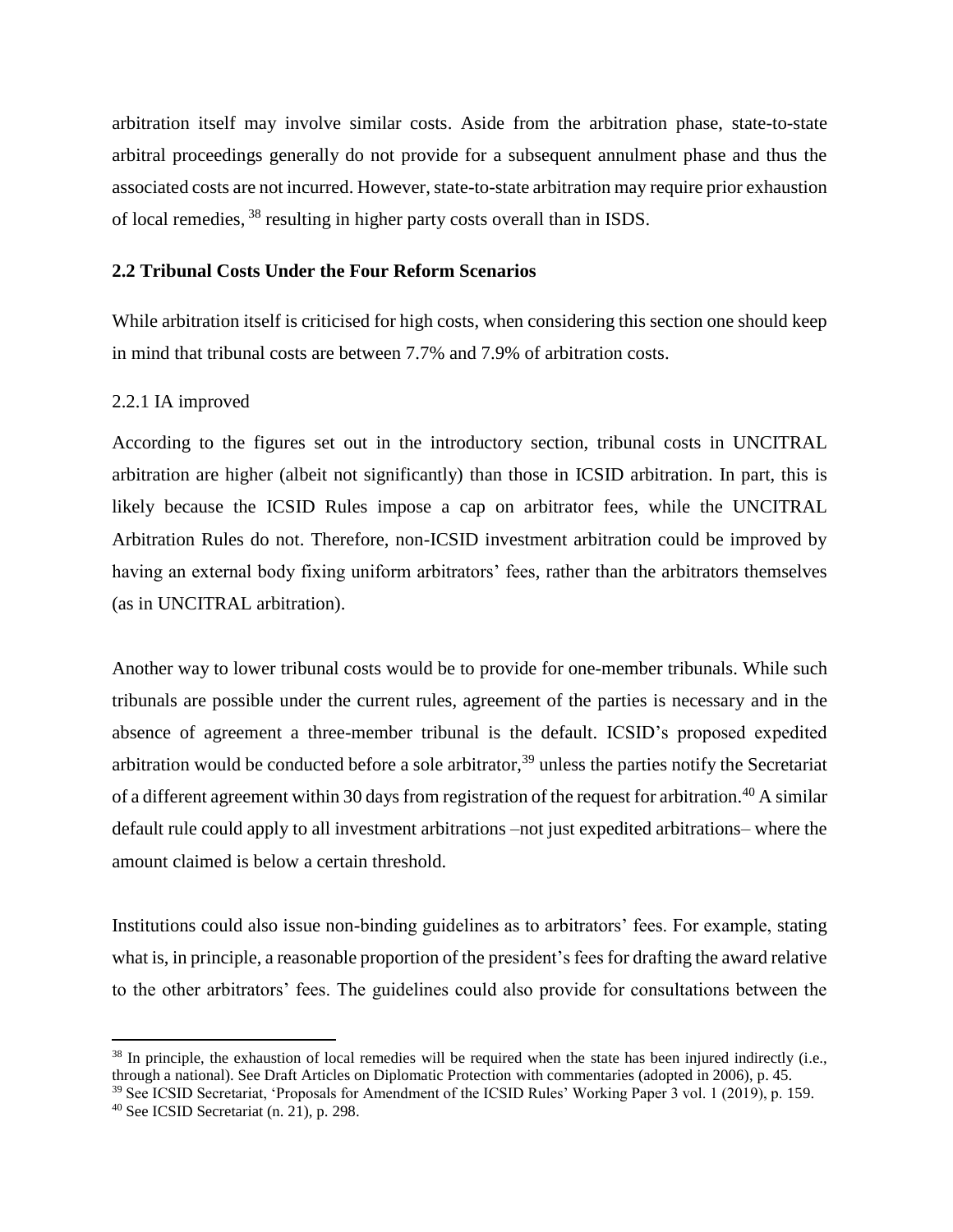arbitration itself may involve similar costs. Aside from the arbitration phase, state-to-state arbitral proceedings generally do not provide for a subsequent annulment phase and thus the associated costs are not incurred. However, state-to-state arbitration may require prior exhaustion of local remedies, [38] resulting in higher party costs overall than in ISDS.

## 2.2 Tribunal Costs Under the Four Reform Scenarios

While arbitration itself is criticised for high costs, when considering this section one should keep in mind that tribunal costs are between 7.7% and 7.9% of arbitration costs.

### 2.2.1 IA improved

According to the figures set out in the introductory section, tribunal costs in UNCITRAL arbitration are higher (albeit not significantly) than those in ICSID arbitration. In part, this is likely because the ICSID Rules impose a cap on arbitrator fees, while the UNCITRAL Arbitration Rules do not. Therefore, non-ICSID investment arbitration could be improved by having an external body fixing uniform arbitrators' fees, rather than the arbitrators themselves (as in UNCITRAL arbitration).

Another way to lower tribunal costs would be to provide for one-member tribunals. While such tribunals are possible under the current rules, agreement of the parties is necessary and in the absence of agreement a three-member tribunal is the default. ICSID's proposed expedited arbitration would be conducted before a sole arbitrator,[39] unless the parties notify the Secretariat of a different agreement within 30 days from registration of the request for arbitration.[40] A similar default rule could apply to all investment arbitrations –not just expedited arbitrations– where the amount claimed is below a certain threshold.

Institutions could also issue non-binding guidelines as to arbitrators' fees. For example, stating what is, in principle, a reasonable proportion of the president's fees for drafting the award relative to the other arbitrators' fees. The guidelines could also provide for consultations between the

---

[38] In principle, the exhaustion of local remedies will be required when the state has been injured indirectly (i.e., through a national). See Draft Articles on Diplomatic Protection with commentaries (adopted in 2006), p. 45.

[39] See ICSID Secretariat, 'Proposals for Amendment of the ICSID Rules' Working Paper 3 vol. 1 (2019), p. 159.

[40] See ICSID Secretariat (n. 21), p. 298.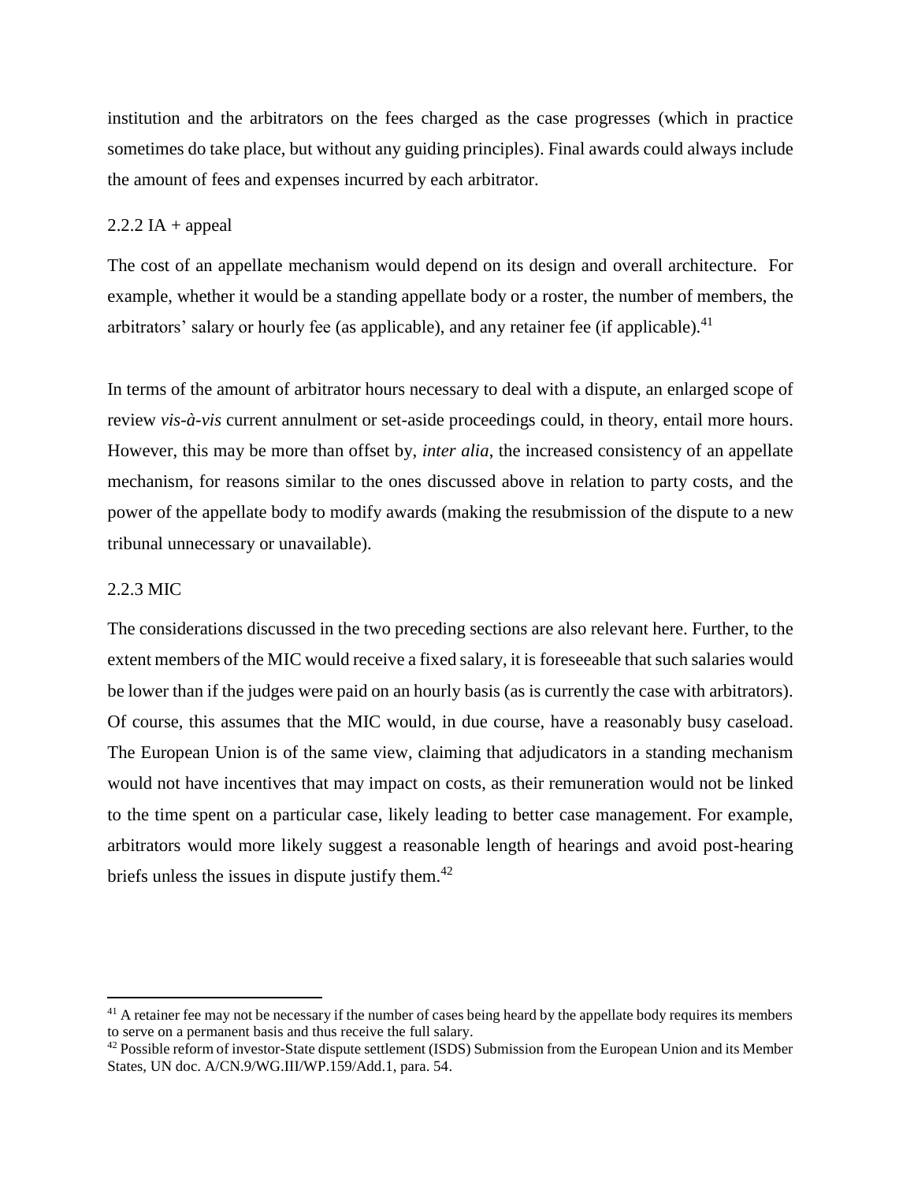institution and the arbitrators on the fees charged as the case progresses (which in practice sometimes do take place, but without any guiding principles). Final awards could always include the amount of fees and expenses incurred by each arbitrator.

### 2.2.2 IA + appeal

The cost of an appellate mechanism would depend on its design and overall architecture. For example, whether it would be a standing appellate body or a roster, the number of members, the arbitrators' salary or hourly fee (as applicable), and any retainer fee (if applicable).[41]

In terms of the amount of arbitrator hours necessary to deal with a dispute, an enlarged scope of review *vis-à-vis* current annulment or set-aside proceedings could, in theory, entail more hours. However, this may be more than offset by, *inter alia*, the increased consistency of an appellate mechanism, for reasons similar to the ones discussed above in relation to party costs, and the power of the appellate body to modify awards (making the resubmission of the dispute to a new tribunal unnecessary or unavailable).

### 2.2.3 MIC

The considerations discussed in the two preceding sections are also relevant here. Further, to the extent members of the MIC would receive a fixed salary, it is foreseeable that such salaries would be lower than if the judges were paid on an hourly basis (as is currently the case with arbitrators). Of course, this assumes that the MIC would, in due course, have a reasonably busy caseload. The European Union is of the same view, claiming that adjudicators in a standing mechanism would not have incentives that may impact on costs, as their remuneration would not be linked to the time spent on a particular case, likely leading to better case management. For example, arbitrators would more likely suggest a reasonable length of hearings and avoid post-hearing briefs unless the issues in dispute justify them.[42]

---

[41] A retainer fee may not be necessary if the number of cases being heard by the appellate body requires its members to serve on a permanent basis and thus receive the full salary.

[42] Possible reform of investor-State dispute settlement (ISDS) Submission from the European Union and its Member States, UN doc. A/CN.9/WG.III/WP.159/Add.1, para. 54.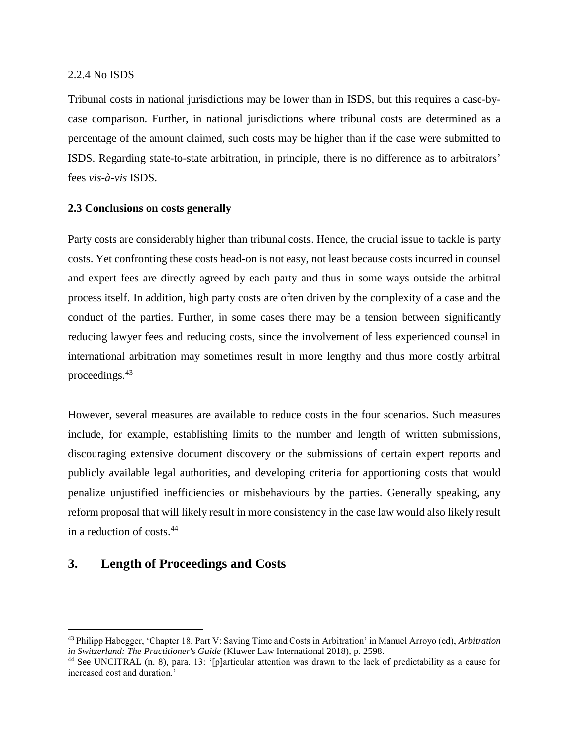#### 2.2.4 No ISDS

Tribunal costs in national jurisdictions may be lower than in ISDS, but this requires a case-by-case comparison. Further, in national jurisdictions where tribunal costs are determined as a percentage of the amount claimed, such costs may be higher than if the case were submitted to ISDS. Regarding state-to-state arbitration, in principle, there is no difference as to arbitrators' fees *vis-à-vis* ISDS.

### 2.3 Conclusions on costs generally

Party costs are considerably higher than tribunal costs. Hence, the crucial issue to tackle is party costs. Yet confronting these costs head-on is not easy, not least because costs incurred in counsel and expert fees are directly agreed by each party and thus in some ways outside the arbitral process itself. In addition, high party costs are often driven by the complexity of a case and the conduct of the parties. Further, in some cases there may be a tension between significantly reducing lawyer fees and reducing costs, since the involvement of less experienced counsel in international arbitration may sometimes result in more lengthy and thus more costly arbitral proceedings.[43]

However, several measures are available to reduce costs in the four scenarios. Such measures include, for example, establishing limits to the number and length of written submissions, discouraging extensive document discovery or the submissions of certain expert reports and publicly available legal authorities, and developing criteria for apportioning costs that would penalize unjustified inefficiencies or misbehaviours by the parties. Generally speaking, any reform proposal that will likely result in more consistency in the case law would also likely result in a reduction of costs.[44]

## 3. Length of Proceedings and Costs

---

[43] Philipp Habegger, 'Chapter 18, Part V: Saving Time and Costs in Arbitration' in Manuel Arroyo (ed), *Arbitration in Switzerland: The Practitioner's Guide* (Kluwer Law International 2018), p. 2598.

[44] See UNCITRAL (n. 8), para. 13: '[p]articular attention was drawn to the lack of predictability as a cause for increased cost and duration.'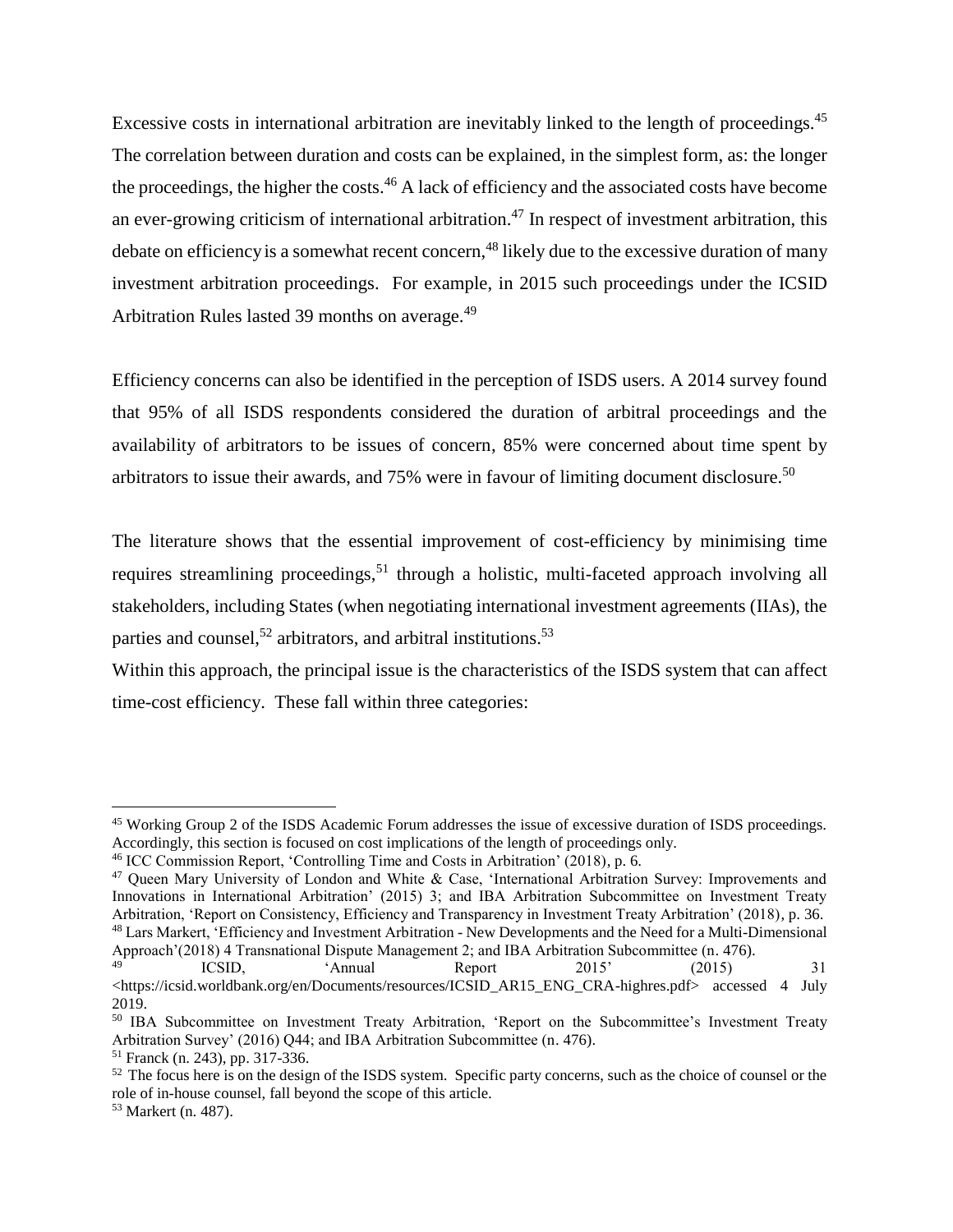Excessive costs in international arbitration are inevitably linked to the length of proceedings.[45] The correlation between duration and costs can be explained, in the simplest form, as: the longer the proceedings, the higher the costs.[46] A lack of efficiency and the associated costs have become an ever-growing criticism of international arbitration.[47] In respect of investment arbitration, this debate on efficiency is a somewhat recent concern,[48] likely due to the excessive duration of many investment arbitration proceedings. For example, in 2015 such proceedings under the ICSID Arbitration Rules lasted 39 months on average.[49]

Efficiency concerns can also be identified in the perception of ISDS users. A 2014 survey found that 95% of all ISDS respondents considered the duration of arbitral proceedings and the availability of arbitrators to be issues of concern, 85% were concerned about time spent by arbitrators to issue their awards, and 75% were in favour of limiting document disclosure.[50]

The literature shows that the essential improvement of cost-efficiency by minimising time requires streamlining proceedings,[51] through a holistic, multi-faceted approach involving all stakeholders, including States (when negotiating international investment agreements (IIAs), the parties and counsel,[52] arbitrators, and arbitral institutions.[53]

Within this approach, the principal issue is the characteristics of the ISDS system that can affect time-cost efficiency. These fall within three categories:

---

[45] Working Group 2 of the ISDS Academic Forum addresses the issue of excessive duration of ISDS proceedings. Accordingly, this section is focused on cost implications of the length of proceedings only.

[46] ICC Commission Report, 'Controlling Time and Costs in Arbitration' (2018), p. 6.

[47] Queen Mary University of London and White & Case, 'International Arbitration Survey: Improvements and Innovations in International Arbitration' (2015) 3; and IBA Arbitration Subcommittee on Investment Treaty Arbitration, 'Report on Consistency, Efficiency and Transparency in Investment Treaty Arbitration' (2018), p. 36.

[48] Lars Markert, 'Efficiency and Investment Arbitration - New Developments and the Need for a Multi-Dimensional Approach'(2018) 4 Transnational Dispute Management 2; and IBA Arbitration Subcommittee (n. 476).

[49] ICSID, 'Annual Report 2015' (2015) 31 <https://icsid.worldbank.org/en/Documents/resources/ICSID_AR15_ENG_CRA-highres.pdf> accessed 4 July 2019.

[50] IBA Subcommittee on Investment Treaty Arbitration, 'Report on the Subcommittee's Investment Treaty Arbitration Survey' (2016) Q44; and IBA Arbitration Subcommittee (n. 476).

[51] Franck (n. 243), pp. 317-336.

[52] The focus here is on the design of the ISDS system. Specific party concerns, such as the choice of counsel or the role of in-house counsel, fall beyond the scope of this article.

[53] Markert (n. 487).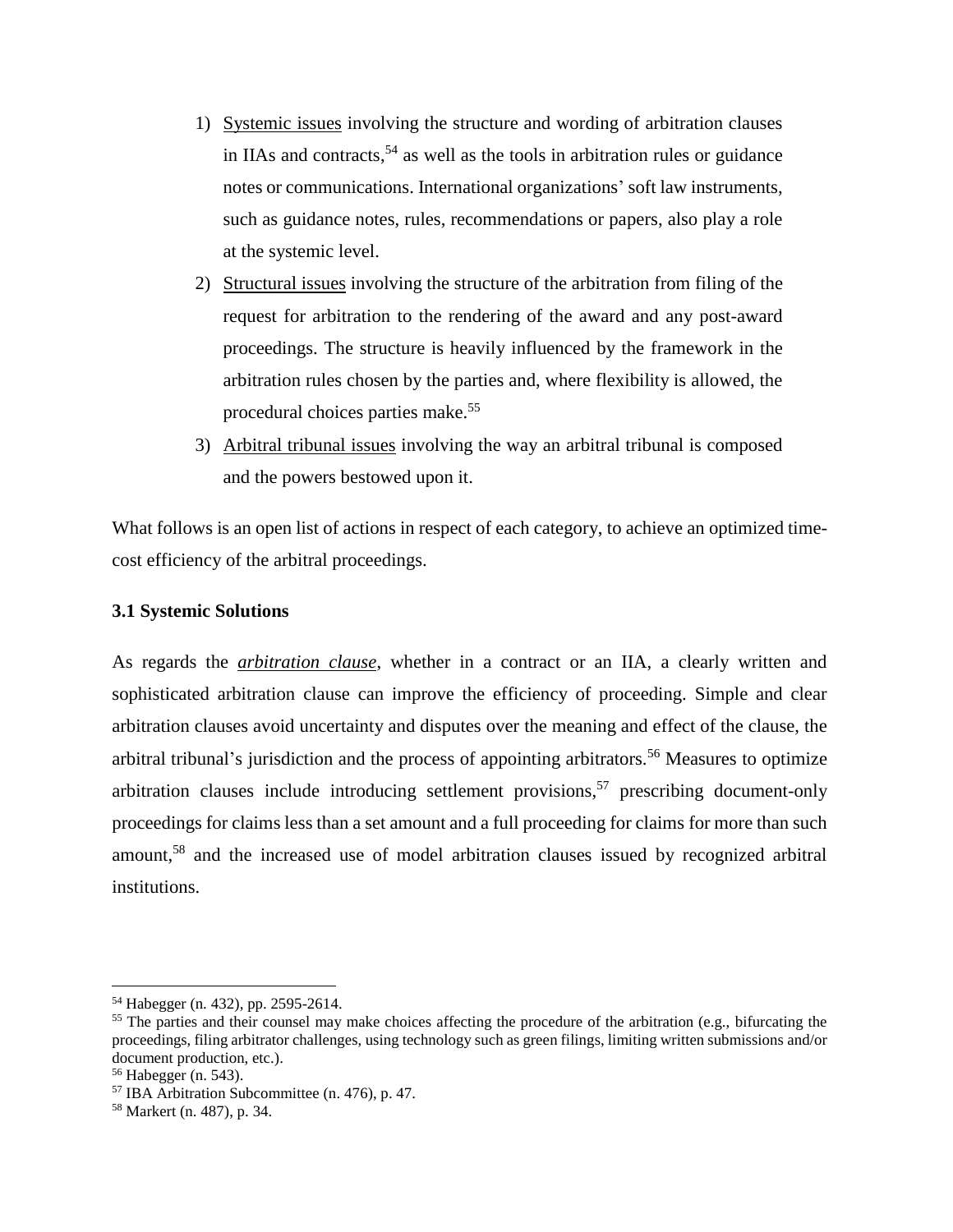1) <u>Systemic issues</u> involving the structure and wording of arbitration clauses in IIAs and contracts,[54] as well as the tools in arbitration rules or guidance notes or communications. International organizations' soft law instruments, such as guidance notes, rules, recommendations or papers, also play a role at the systemic level.
2) <u>Structural issues</u> involving the structure of the arbitration from filing of the request for arbitration to the rendering of the award and any post-award proceedings. The structure is heavily influenced by the framework in the arbitration rules chosen by the parties and, where flexibility is allowed, the procedural choices parties make.[55]
3) <u>Arbitral tribunal issues</u> involving the way an arbitral tribunal is composed and the powers bestowed upon it.

What follows is an open list of actions in respect of each category, to achieve an optimized time-cost efficiency of the arbitral proceedings.

### 3.1 Systemic Solutions

As regards the ***<u>arbitration clause</u>***, whether in a contract or an IIA, a clearly written and sophisticated arbitration clause can improve the efficiency of proceeding. Simple and clear arbitration clauses avoid uncertainty and disputes over the meaning and effect of the clause, the arbitral tribunal's jurisdiction and the process of appointing arbitrators.[56] Measures to optimize arbitration clauses include introducing settlement provisions,[57] prescribing document-only proceedings for claims less than a set amount and a full proceeding for claims for more than such amount,[58] and the increased use of model arbitration clauses issued by recognized arbitral institutions.

---

[54] Habegger (n. 432), pp. 2595-2614.

[55] The parties and their counsel may make choices affecting the procedure of the arbitration (e.g., bifurcating the proceedings, filing arbitrator challenges, using technology such as green filings, limiting written submissions and/or document production, etc.).

[56] Habegger (n. 543).

[57] IBA Arbitration Subcommittee (n. 476), p. 47.

[58] Markert (n. 487), p. 34.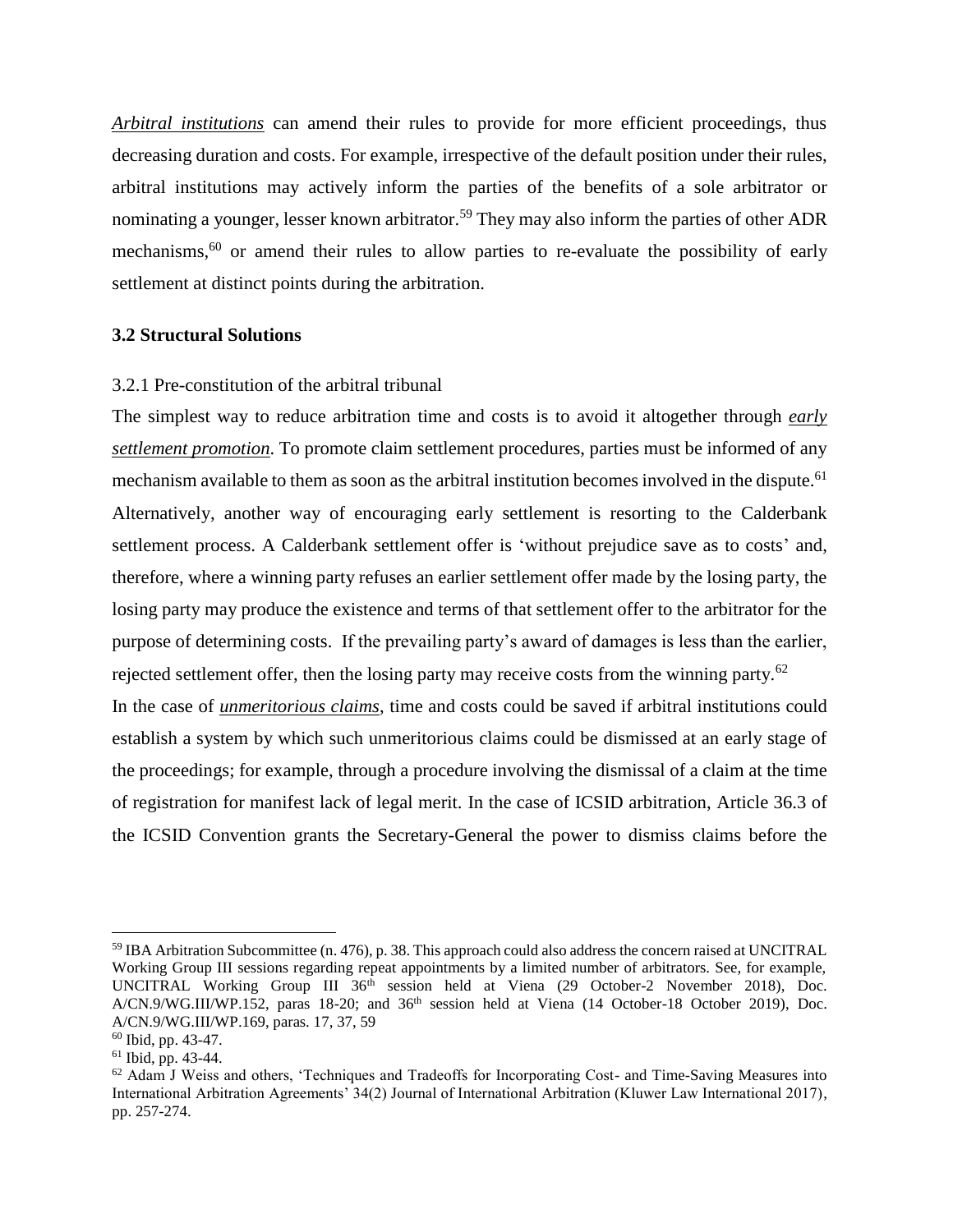***Arbitral institutions*** can amend their rules to provide for more efficient proceedings, thus decreasing duration and costs. For example, irrespective of the default position under their rules, arbitral institutions may actively inform the parties of the benefits of a sole arbitrator or nominating a younger, lesser known arbitrator.[59] They may also inform the parties of other ADR mechanisms,[60] or amend their rules to allow parties to re-evaluate the possibility of early settlement at distinct points during the arbitration.

### 3.2 Structural Solutions

#### 3.2.1 Pre-constitution of the arbitral tribunal

The simplest way to reduce arbitration time and costs is to avoid it altogether through ***early settlement promotion***. To promote claim settlement procedures, parties must be informed of any mechanism available to them as soon as the arbitral institution becomes involved in the dispute.[61] Alternatively, another way of encouraging early settlement is resorting to the Calderbank settlement process. A Calderbank settlement offer is 'without prejudice save as to costs' and, therefore, where a winning party refuses an earlier settlement offer made by the losing party, the losing party may produce the existence and terms of that settlement offer to the arbitrator for the purpose of determining costs. If the prevailing party's award of damages is less than the earlier, rejected settlement offer, then the losing party may receive costs from the winning party.[62]

In the case of ***unmeritorious claims***, time and costs could be saved if arbitral institutions could establish a system by which such unmeritorious claims could be dismissed at an early stage of the proceedings; for example, through a procedure involving the dismissal of a claim at the time of registration for manifest lack of legal merit. In the case of ICSID arbitration, Article 36.3 of the ICSID Convention grants the Secretary-General the power to dismiss claims before the

---

[59] IBA Arbitration Subcommittee (n. 476), p. 38. This approach could also address the concern raised at UNCITRAL Working Group III sessions regarding repeat appointments by a limited number of arbitrators. See, for example, UNCITRAL Working Group III 36th session held at Viena (29 October-2 November 2018), Doc. A/CN.9/WG.III/WP.152, paras 18-20; and 36th session held at Viena (14 October-18 October 2019), Doc. A/CN.9/WG.III/WP.169, paras. 17, 37, 59

[60] Ibid, pp. 43-47.

[61] Ibid, pp. 43-44.

[62] Adam J Weiss and others, 'Techniques and Tradeoffs for Incorporating Cost- and Time-Saving Measures into International Arbitration Agreements' 34(2) Journal of International Arbitration (Kluwer Law International 2017), pp. 257-274.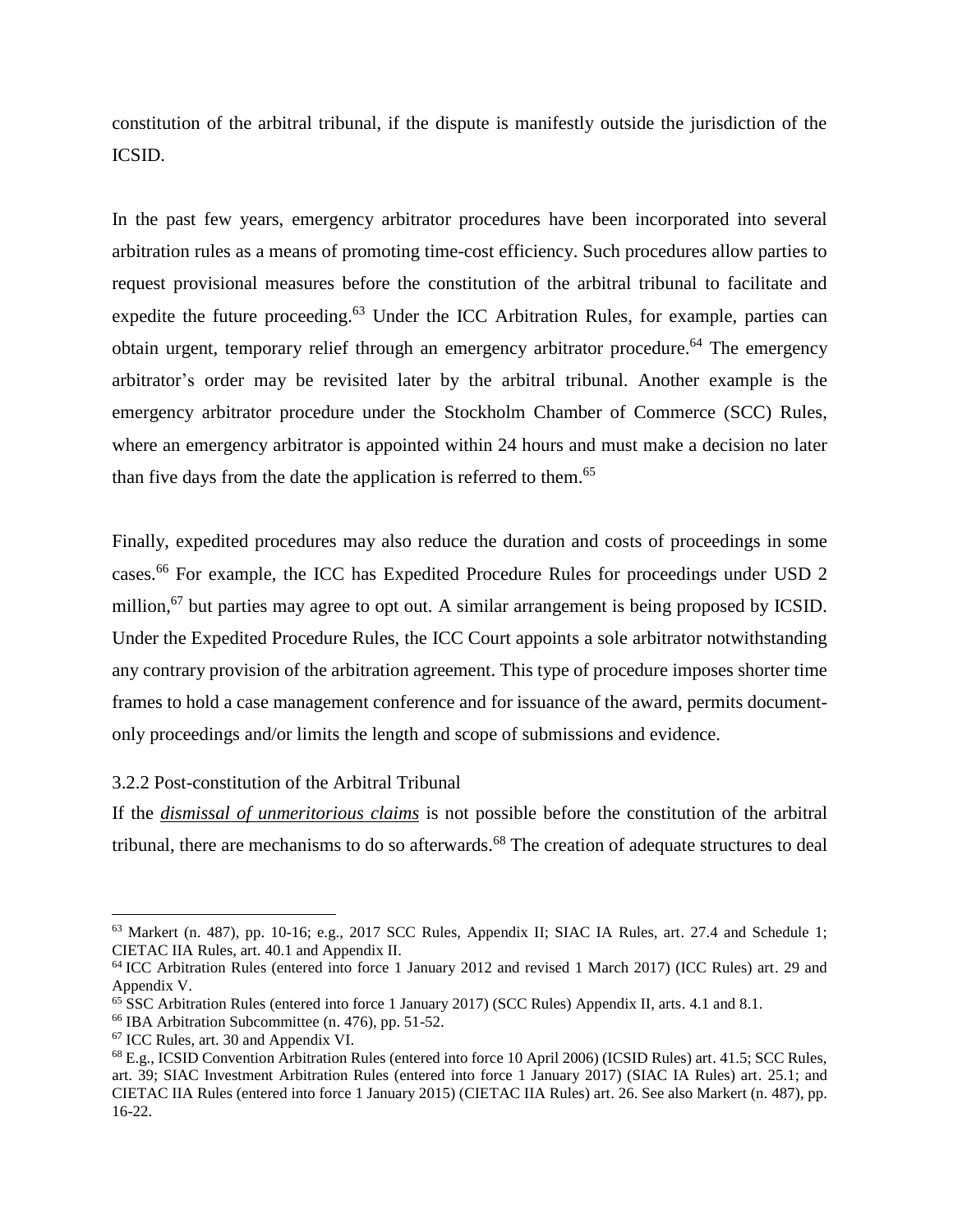constitution of the arbitral tribunal, if the dispute is manifestly outside the jurisdiction of the ICSID.

In the past few years, emergency arbitrator procedures have been incorporated into several arbitration rules as a means of promoting time-cost efficiency. Such procedures allow parties to request provisional measures before the constitution of the arbitral tribunal to facilitate and expedite the future proceeding.[63] Under the ICC Arbitration Rules, for example, parties can obtain urgent, temporary relief through an emergency arbitrator procedure.[64] The emergency arbitrator's order may be revisited later by the arbitral tribunal. Another example is the emergency arbitrator procedure under the Stockholm Chamber of Commerce (SCC) Rules, where an emergency arbitrator is appointed within 24 hours and must make a decision no later than five days from the date the application is referred to them.[65]

Finally, expedited procedures may also reduce the duration and costs of proceedings in some cases.[66] For example, the ICC has Expedited Procedure Rules for proceedings under USD 2 million,[67] but parties may agree to opt out. A similar arrangement is being proposed by ICSID. Under the Expedited Procedure Rules, the ICC Court appoints a sole arbitrator notwithstanding any contrary provision of the arbitration agreement. This type of procedure imposes shorter time frames to hold a case management conference and for issuance of the award, permits document-only proceedings and/or limits the length and scope of submissions and evidence.

### 3.2.2 Post-constitution of the Arbitral Tribunal

If the ***dismissal of unmeritorious claims*** is not possible before the constitution of the arbitral tribunal, there are mechanisms to do so afterwards.[68] The creation of adequate structures to deal

---

[63] Markert (n. 487), pp. 10-16; e.g., 2017 SCC Rules, Appendix II; SIAC IA Rules, art. 27.4 and Schedule 1; CIETAC IIA Rules, art. 40.1 and Appendix II.

[64] ICC Arbitration Rules (entered into force 1 January 2012 and revised 1 March 2017) (ICC Rules) art. 29 and Appendix V.

[65] SSC Arbitration Rules (entered into force 1 January 2017) (SCC Rules) Appendix II, arts. 4.1 and 8.1.

[66] IBA Arbitration Subcommittee (n. 476), pp. 51-52.

[67] ICC Rules, art. 30 and Appendix VI.

[68] E.g., ICSID Convention Arbitration Rules (entered into force 10 April 2006) (ICSID Rules) art. 41.5; SCC Rules, art. 39; SIAC Investment Arbitration Rules (entered into force 1 January 2017) (SIAC IA Rules) art. 25.1; and CIETAC IIA Rules (entered into force 1 January 2015) (CIETAC IIA Rules) art. 26. See also Markert (n. 487), pp. 16-22.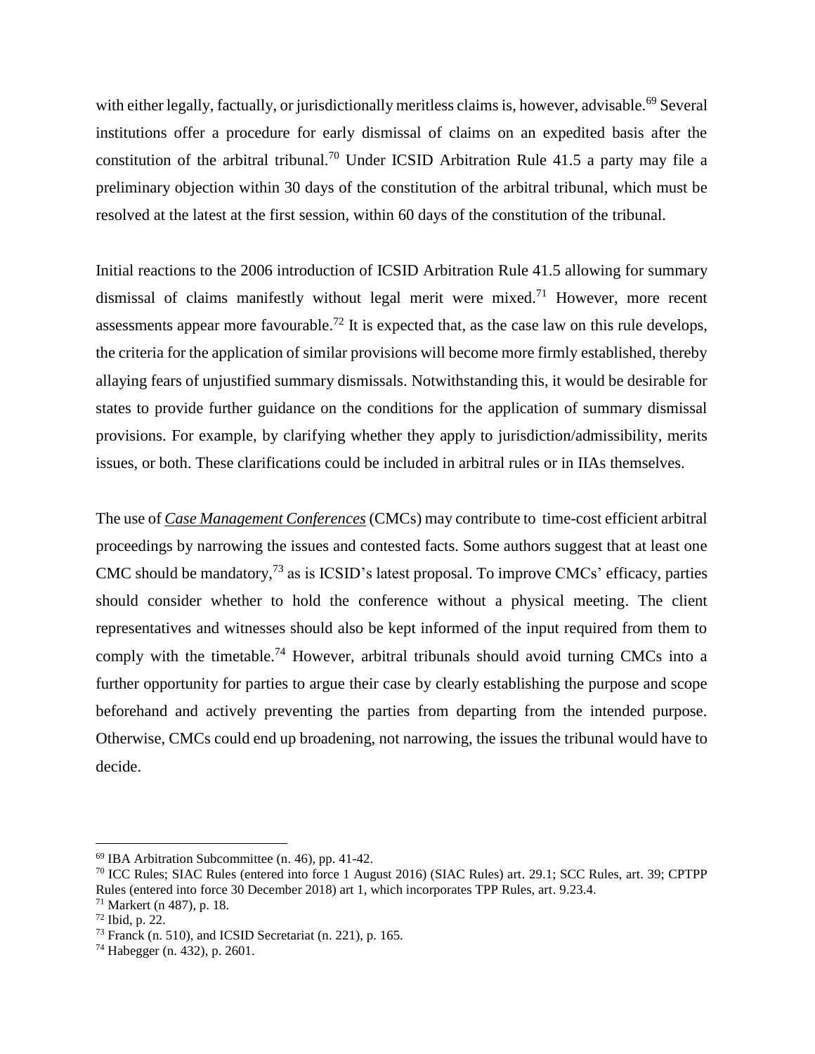with either legally, factually, or jurisdictionally meritless claims is, however, advisable.[69] Several institutions offer a procedure for early dismissal of claims on an expedited basis after the constitution of the arbitral tribunal.[70] Under ICSID Arbitration Rule 41.5 a party may file a preliminary objection within 30 days of the constitution of the arbitral tribunal, which must be resolved at the latest at the first session, within 60 days of the constitution of the tribunal.

Initial reactions to the 2006 introduction of ICSID Arbitration Rule 41.5 allowing for summary dismissal of claims manifestly without legal merit were mixed.[71] However, more recent assessments appear more favourable.[72] It is expected that, as the case law on this rule develops, the criteria for the application of similar provisions will become more firmly established, thereby allaying fears of unjustified summary dismissals. Notwithstanding this, it would be desirable for states to provide further guidance on the conditions for the application of summary dismissal provisions. For example, by clarifying whether they apply to jurisdiction/admissibility, merits issues, or both. These clarifications could be included in arbitral rules or in IIAs themselves.

The use of ***Case Management Conferences*** (CMCs) may contribute to time-cost efficient arbitral proceedings by narrowing the issues and contested facts. Some authors suggest that at least one CMC should be mandatory,[73] as is ICSID's latest proposal. To improve CMCs' efficacy, parties should consider whether to hold the conference without a physical meeting. The client representatives and witnesses should also be kept informed of the input required from them to comply with the timetable.[74] However, arbitral tribunals should avoid turning CMCs into a further opportunity for parties to argue their case by clearly establishing the purpose and scope beforehand and actively preventing the parties from departing from the intended purpose. Otherwise, CMCs could end up broadening, not narrowing, the issues the tribunal would have to decide.

---

[69] IBA Arbitration Subcommittee (n. 46), pp. 41-42.

[70] ICC Rules; SIAC Rules (entered into force 1 August 2016) (SIAC Rules) art. 29.1; SCC Rules, art. 39; CPTPP Rules (entered into force 30 December 2018) art 1, which incorporates TPP Rules, art. 9.23.4.

[71] Markert (n 487), p. 18.

[72] Ibid, p. 22.

[73] Franck (n. 510), and ICSID Secretariat (n. 221), p. 165.

[74] Habegger (n. 432), p. 2601.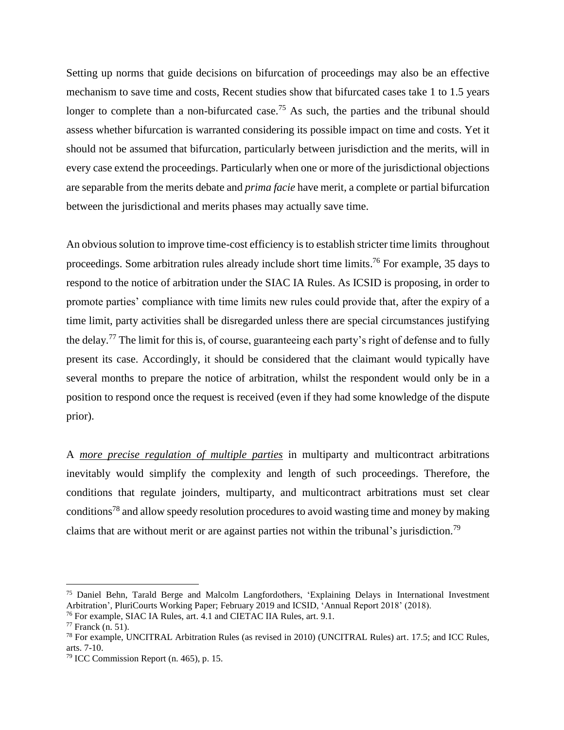Setting up norms that guide decisions on bifurcation of proceedings may also be an effective mechanism to save time and costs, Recent studies show that bifurcated cases take 1 to 1.5 years longer to complete than a non-bifurcated case.[75] As such, the parties and the tribunal should assess whether bifurcation is warranted considering its possible impact on time and costs. Yet it should not be assumed that bifurcation, particularly between jurisdiction and the merits, will in every case extend the proceedings. Particularly when one or more of the jurisdictional objections are separable from the merits debate and *prima facie* have merit, a complete or partial bifurcation between the jurisdictional and merits phases may actually save time.

An obvious solution to improve time-cost efficiency is to establish stricter time limits throughout proceedings. Some arbitration rules already include short time limits.[76] For example, 35 days to respond to the notice of arbitration under the SIAC IA Rules. As ICSID is proposing, in order to promote parties' compliance with time limits new rules could provide that, after the expiry of a time limit, party activities shall be disregarded unless there are special circumstances justifying the delay.[77] The limit for this is, of course, guaranteeing each party's right of defense and to fully present its case. Accordingly, it should be considered that the claimant would typically have several months to prepare the notice of arbitration, whilst the respondent would only be in a position to respond once the request is received (even if they had some knowledge of the dispute prior).

A ***more precise regulation of multiple parties*** in multiparty and multicontract arbitrations inevitably would simplify the complexity and length of such proceedings. Therefore, the conditions that regulate joinders, multiparty, and multicontract arbitrations must set clear conditions[78] and allow speedy resolution procedures to avoid wasting time and money by making claims that are without merit or are against parties not within the tribunal's jurisdiction.[79]

---

[75] Daniel Behn, Tarald Berge and Malcolm Langfordothers, 'Explaining Delays in International Investment Arbitration', PluriCourts Working Paper; February 2019 and ICSID, 'Annual Report 2018' (2018).

[76] For example, SIAC IA Rules, art. 4.1 and CIETAC IIA Rules, art. 9.1.

[77] Franck (n. 51).

[78] For example, UNCITRAL Arbitration Rules (as revised in 2010) (UNCITRAL Rules) art. 17.5; and ICC Rules, arts. 7-10.

[79] ICC Commission Report (n. 465), p. 15.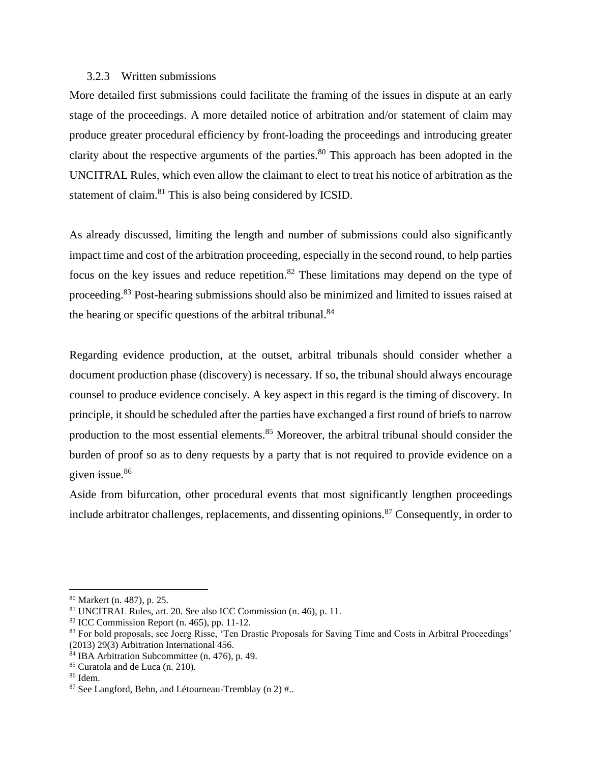### 3.2.3 Written submissions

More detailed first submissions could facilitate the framing of the issues in dispute at an early stage of the proceedings. A more detailed notice of arbitration and/or statement of claim may produce greater procedural efficiency by front-loading the proceedings and introducing greater clarity about the respective arguments of the parties.[80] This approach has been adopted in the UNCITRAL Rules, which even allow the claimant to elect to treat his notice of arbitration as the statement of claim.[81] This is also being considered by ICSID.

As already discussed, limiting the length and number of submissions could also significantly impact time and cost of the arbitration proceeding, especially in the second round, to help parties focus on the key issues and reduce repetition.[82] These limitations may depend on the type of proceeding.[83] Post-hearing submissions should also be minimized and limited to issues raised at the hearing or specific questions of the arbitral tribunal.[84]

Regarding evidence production, at the outset, arbitral tribunals should consider whether a document production phase (discovery) is necessary. If so, the tribunal should always encourage counsel to produce evidence concisely. A key aspect in this regard is the timing of discovery. In principle, it should be scheduled after the parties have exchanged a first round of briefs to narrow production to the most essential elements.[85] Moreover, the arbitral tribunal should consider the burden of proof so as to deny requests by a party that is not required to provide evidence on a given issue.[86]

Aside from bifurcation, other procedural events that most significantly lengthen proceedings include arbitrator challenges, replacements, and dissenting opinions.[87] Consequently, in order to

---

[80] Markert (n. 487), p. 25.

[81] UNCITRAL Rules, art. 20. See also ICC Commission (n. 46), p. 11.

[82] ICC Commission Report (n. 465), pp. 11-12.

[83] For bold proposals, see Joerg Risse, 'Ten Drastic Proposals for Saving Time and Costs in Arbitral Proceedings' (2013) 29(3) Arbitration International 456.

[84] IBA Arbitration Subcommittee (n. 476), p. 49.

[85] Curatola and de Luca (n. 210).

[86] Idem.

[87] See Langford, Behn, and Létourneau-Tremblay (n 2) #..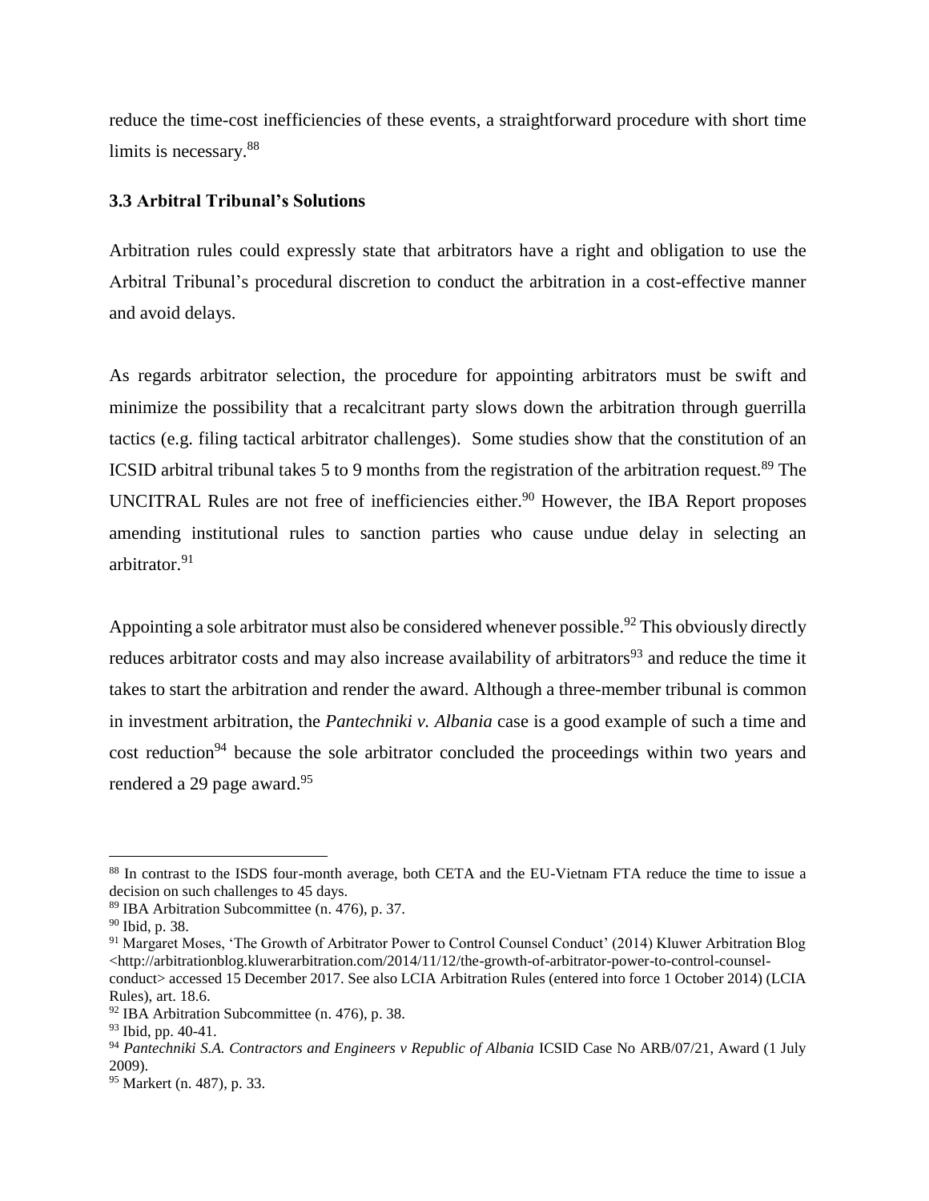reduce the time-cost inefficiencies of these events, a straightforward procedure with short time limits is necessary.[88]

### 3.3 Arbitral Tribunal's Solutions

Arbitration rules could expressly state that arbitrators have a right and obligation to use the Arbitral Tribunal's procedural discretion to conduct the arbitration in a cost-effective manner and avoid delays.

As regards arbitrator selection, the procedure for appointing arbitrators must be swift and minimize the possibility that a recalcitrant party slows down the arbitration through guerrilla tactics (e.g. filing tactical arbitrator challenges). Some studies show that the constitution of an ICSID arbitral tribunal takes 5 to 9 months from the registration of the arbitration request.[89] The UNCITRAL Rules are not free of inefficiencies either.[90] However, the IBA Report proposes amending institutional rules to sanction parties who cause undue delay in selecting an arbitrator.[91]

Appointing a sole arbitrator must also be considered whenever possible.[92] This obviously directly reduces arbitrator costs and may also increase availability of arbitrators[93] and reduce the time it takes to start the arbitration and render the award. Although a three-member tribunal is common in investment arbitration, the *Pantechniki v. Albania* case is a good example of such a time and cost reduction[94] because the sole arbitrator concluded the proceedings within two years and rendered a 29 page award.[95]

---

[88] In contrast to the ISDS four-month average, both CETA and the EU-Vietnam FTA reduce the time to issue a decision on such challenges to 45 days.

[89] IBA Arbitration Subcommittee (n. 476), p. 37.

[90] Ibid, p. 38.

[91] Margaret Moses, 'The Growth of Arbitrator Power to Control Counsel Conduct' (2014) Kluwer Arbitration Blog <http://arbitrationblog.kluwerarbitration.com/2014/11/12/the-growth-of-arbitrator-power-to-control-counsel-conduct> accessed 15 December 2017. See also LCIA Arbitration Rules (entered into force 1 October 2014) (LCIA Rules), art. 18.6.

[92] IBA Arbitration Subcommittee (n. 476), p. 38.

[93] Ibid, pp. 40-41.

[94] *Pantechniki S.A. Contractors and Engineers v Republic of Albania* ICSID Case No ARB/07/21, Award (1 July 2009).

[95] Markert (n. 487), p. 33.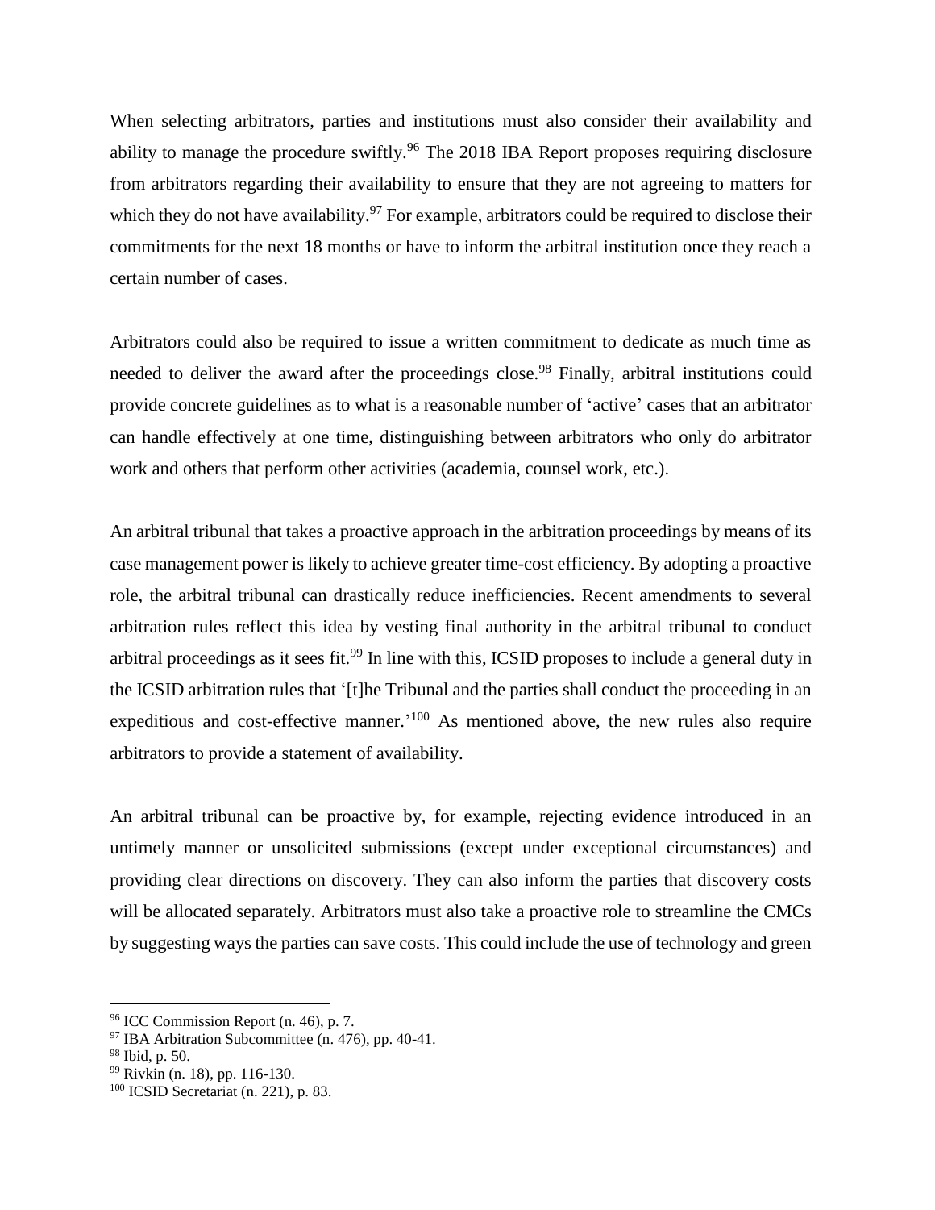When selecting arbitrators, parties and institutions must also consider their availability and ability to manage the procedure swiftly.[96] The 2018 IBA Report proposes requiring disclosure from arbitrators regarding their availability to ensure that they are not agreeing to matters for which they do not have availability.[97] For example, arbitrators could be required to disclose their commitments for the next 18 months or have to inform the arbitral institution once they reach a certain number of cases.

Arbitrators could also be required to issue a written commitment to dedicate as much time as needed to deliver the award after the proceedings close.[98] Finally, arbitral institutions could provide concrete guidelines as to what is a reasonable number of 'active' cases that an arbitrator can handle effectively at one time, distinguishing between arbitrators who only do arbitrator work and others that perform other activities (academia, counsel work, etc.).

An arbitral tribunal that takes a proactive approach in the arbitration proceedings by means of its case management power is likely to achieve greater time-cost efficiency. By adopting a proactive role, the arbitral tribunal can drastically reduce inefficiencies. Recent amendments to several arbitration rules reflect this idea by vesting final authority in the arbitral tribunal to conduct arbitral proceedings as it sees fit.[99] In line with this, ICSID proposes to include a general duty in the ICSID arbitration rules that '[t]he Tribunal and the parties shall conduct the proceeding in an expeditious and cost-effective manner.'[100] As mentioned above, the new rules also require arbitrators to provide a statement of availability.

An arbitral tribunal can be proactive by, for example, rejecting evidence introduced in an untimely manner or unsolicited submissions (except under exceptional circumstances) and providing clear directions on discovery. They can also inform the parties that discovery costs will be allocated separately. Arbitrators must also take a proactive role to streamline the CMCs by suggesting ways the parties can save costs. This could include the use of technology and green

---

[96] ICC Commission Report (n. 46), p. 7.

[97] IBA Arbitration Subcommittee (n. 476), pp. 40-41.

[98] Ibid, p. 50.

[99] Rivkin (n. 18), pp. 116-130.

[100] ICSID Secretariat (n. 221), p. 83.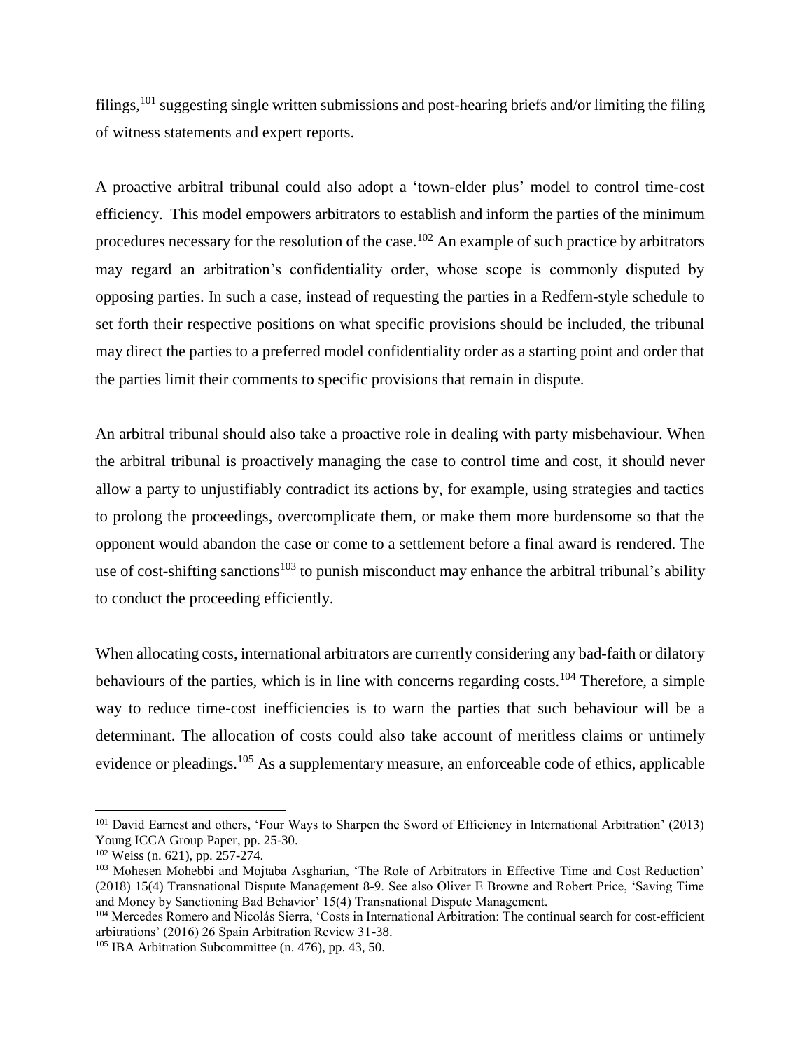filings,[101] suggesting single written submissions and post-hearing briefs and/or limiting the filing of witness statements and expert reports.

A proactive arbitral tribunal could also adopt a 'town-elder plus' model to control time-cost efficiency. This model empowers arbitrators to establish and inform the parties of the minimum procedures necessary for the resolution of the case.[102] An example of such practice by arbitrators may regard an arbitration's confidentiality order, whose scope is commonly disputed by opposing parties. In such a case, instead of requesting the parties in a Redfern-style schedule to set forth their respective positions on what specific provisions should be included, the tribunal may direct the parties to a preferred model confidentiality order as a starting point and order that the parties limit their comments to specific provisions that remain in dispute.

An arbitral tribunal should also take a proactive role in dealing with party misbehaviour. When the arbitral tribunal is proactively managing the case to control time and cost, it should never allow a party to unjustifiably contradict its actions by, for example, using strategies and tactics to prolong the proceedings, overcomplicate them, or make them more burdensome so that the opponent would abandon the case or come to a settlement before a final award is rendered. The use of cost-shifting sanctions[103] to punish misconduct may enhance the arbitral tribunal's ability to conduct the proceeding efficiently.

When allocating costs, international arbitrators are currently considering any bad-faith or dilatory behaviours of the parties, which is in line with concerns regarding costs.[104] Therefore, a simple way to reduce time-cost inefficiencies is to warn the parties that such behaviour will be a determinant. The allocation of costs could also take account of meritless claims or untimely evidence or pleadings.[105] As a supplementary measure, an enforceable code of ethics, applicable

---

[101] David Earnest and others, 'Four Ways to Sharpen the Sword of Efficiency in International Arbitration' (2013) Young ICCA Group Paper, pp. 25-30.

[102] Weiss (n. 621), pp. 257-274.

[103] Mohesen Mohebbi and Mojtaba Asgharian, 'The Role of Arbitrators in Effective Time and Cost Reduction' (2018) 15(4) Transnational Dispute Management 8-9. See also Oliver E Browne and Robert Price, 'Saving Time and Money by Sanctioning Bad Behavior' 15(4) Transnational Dispute Management.

[104] Mercedes Romero and Nicolás Sierra, 'Costs in International Arbitration: The continual search for cost-efficient arbitrations' (2016) 26 Spain Arbitration Review 31-38.

[105] IBA Arbitration Subcommittee (n. 476), pp. 43, 50.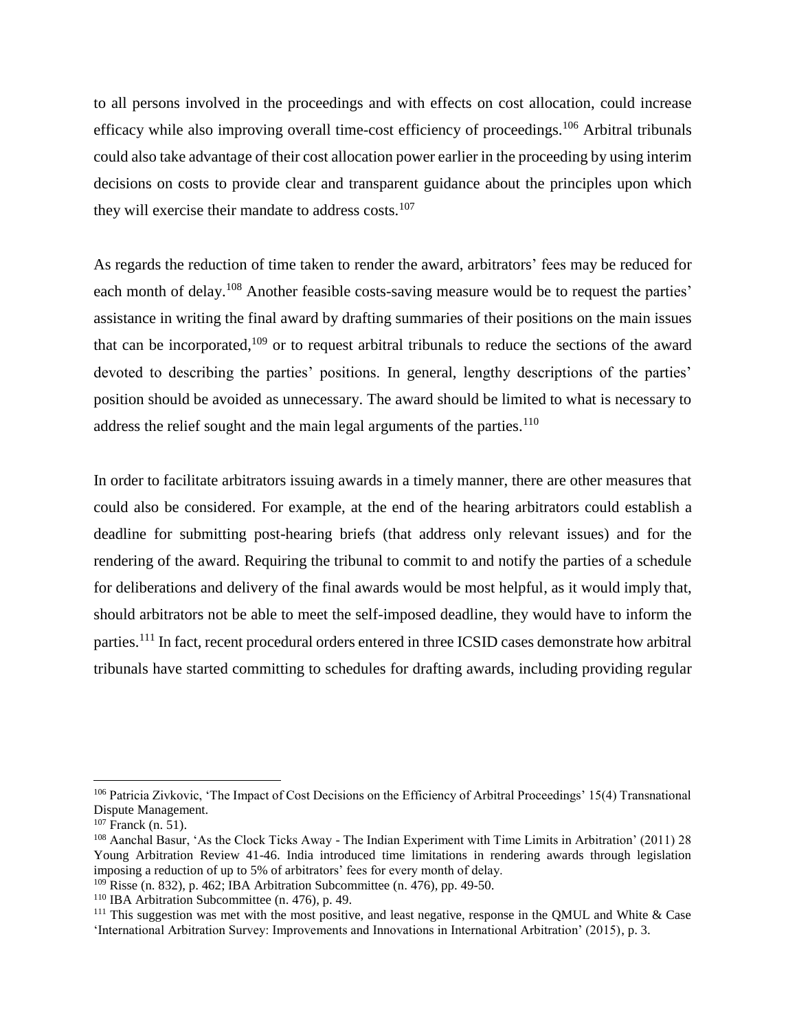to all persons involved in the proceedings and with effects on cost allocation, could increase efficacy while also improving overall time-cost efficiency of proceedings.[106] Arbitral tribunals could also take advantage of their cost allocation power earlier in the proceeding by using interim decisions on costs to provide clear and transparent guidance about the principles upon which they will exercise their mandate to address costs.[107]

As regards the reduction of time taken to render the award, arbitrators' fees may be reduced for each month of delay.[108] Another feasible costs-saving measure would be to request the parties' assistance in writing the final award by drafting summaries of their positions on the main issues that can be incorporated,[109] or to request arbitral tribunals to reduce the sections of the award devoted to describing the parties' positions. In general, lengthy descriptions of the parties' position should be avoided as unnecessary. The award should be limited to what is necessary to address the relief sought and the main legal arguments of the parties.[110]

In order to facilitate arbitrators issuing awards in a timely manner, there are other measures that could also be considered. For example, at the end of the hearing arbitrators could establish a deadline for submitting post-hearing briefs (that address only relevant issues) and for the rendering of the award. Requiring the tribunal to commit to and notify the parties of a schedule for deliberations and delivery of the final awards would be most helpful, as it would imply that, should arbitrators not be able to meet the self-imposed deadline, they would have to inform the parties.[111] In fact, recent procedural orders entered in three ICSID cases demonstrate how arbitral tribunals have started committing to schedules for drafting awards, including providing regular

---

[106] Patricia Zivkovic, 'The Impact of Cost Decisions on the Efficiency of Arbitral Proceedings' 15(4) Transnational Dispute Management.

[107] Franck (n. 51).

[108] Aanchal Basur, 'As the Clock Ticks Away - The Indian Experiment with Time Limits in Arbitration' (2011) 28 Young Arbitration Review 41-46. India introduced time limitations in rendering awards through legislation imposing a reduction of up to 5% of arbitrators' fees for every month of delay.

[109] Risse (n. 832), p. 462; IBA Arbitration Subcommittee (n. 476), pp. 49-50.

[110] IBA Arbitration Subcommittee (n. 476), p. 49.

[111] This suggestion was met with the most positive, and least negative, response in the QMUL and White & Case 'International Arbitration Survey: Improvements and Innovations in International Arbitration' (2015), p. 3.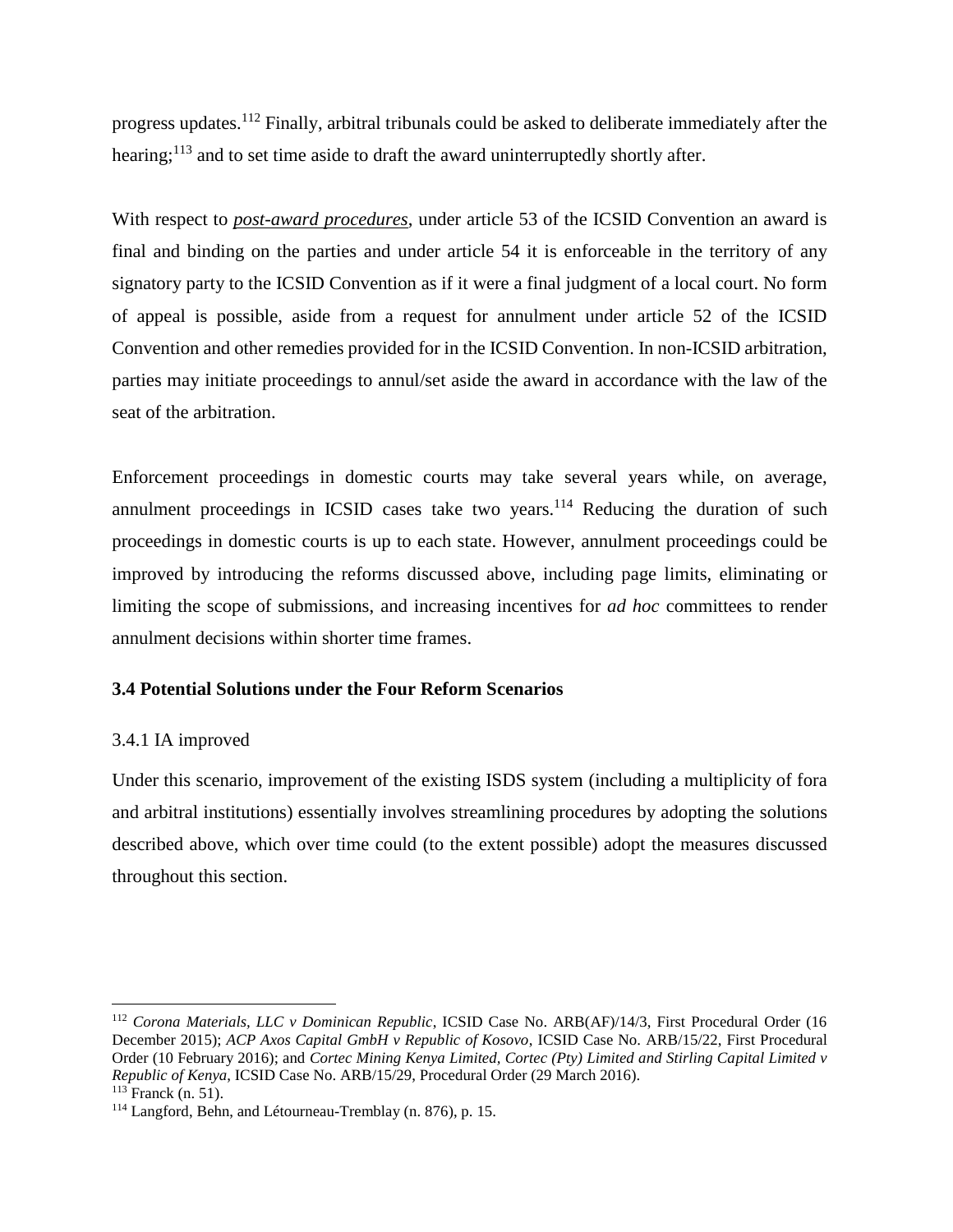progress updates.[112] Finally, arbitral tribunals could be asked to deliberate immediately after the hearing;[113] and to set time aside to draft the award uninterruptedly shortly after.

With respect to ***post-award procedures***, under article 53 of the ICSID Convention an award is final and binding on the parties and under article 54 it is enforceable in the territory of any signatory party to the ICSID Convention as if it were a final judgment of a local court. No form of appeal is possible, aside from a request for annulment under article 52 of the ICSID Convention and other remedies provided for in the ICSID Convention. In non-ICSID arbitration, parties may initiate proceedings to annul/set aside the award in accordance with the law of the seat of the arbitration.

Enforcement proceedings in domestic courts may take several years while, on average, annulment proceedings in ICSID cases take two years.[114] Reducing the duration of such proceedings in domestic courts is up to each state. However, annulment proceedings could be improved by introducing the reforms discussed above, including page limits, eliminating or limiting the scope of submissions, and increasing incentives for *ad hoc* committees to render annulment decisions within shorter time frames.

### 3.4 Potential Solutions under the Four Reform Scenarios

#### 3.4.1 IA improved

Under this scenario, improvement of the existing ISDS system (including a multiplicity of fora and arbitral institutions) essentially involves streamlining procedures by adopting the solutions described above, which over time could (to the extent possible) adopt the measures discussed throughout this section.

---

[112] *Corona Materials, LLC v Dominican Republic*, ICSID Case No. ARB(AF)/14/3, First Procedural Order (16 December 2015); *ACP Axos Capital GmbH v Republic of Kosovo*, ICSID Case No. ARB/15/22, First Procedural Order (10 February 2016); and *Cortec Mining Kenya Limited, Cortec (Pty) Limited and Stirling Capital Limited v Republic of Kenya*, ICSID Case No. ARB/15/29, Procedural Order (29 March 2016).

[113] Franck (n. 51).

[114] Langford, Behn, and Létourneau-Tremblay (n. 876), p. 15.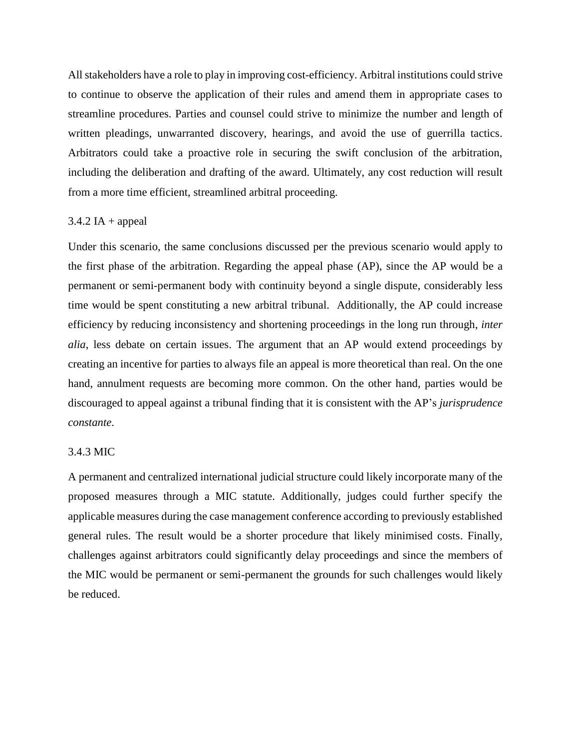All stakeholders have a role to play in improving cost-efficiency. Arbitral institutions could strive to continue to observe the application of their rules and amend them in appropriate cases to streamline procedures. Parties and counsel could strive to minimize the number and length of written pleadings, unwarranted discovery, hearings, and avoid the use of guerrilla tactics. Arbitrators could take a proactive role in securing the swift conclusion of the arbitration, including the deliberation and drafting of the award. Ultimately, any cost reduction will result from a more time efficient, streamlined arbitral proceeding.

### 3.4.2 IA + appeal

Under this scenario, the same conclusions discussed per the previous scenario would apply to the first phase of the arbitration. Regarding the appeal phase (AP), since the AP would be a permanent or semi-permanent body with continuity beyond a single dispute, considerably less time would be spent constituting a new arbitral tribunal. Additionally, the AP could increase efficiency by reducing inconsistency and shortening proceedings in the long run through, *inter alia*, less debate on certain issues. The argument that an AP would extend proceedings by creating an incentive for parties to always file an appeal is more theoretical than real. On the one hand, annulment requests are becoming more common. On the other hand, parties would be discouraged to appeal against a tribunal finding that it is consistent with the AP's *jurisprudence constante*.

### 3.4.3 MIC

A permanent and centralized international judicial structure could likely incorporate many of the proposed measures through a MIC statute. Additionally, judges could further specify the applicable measures during the case management conference according to previously established general rules. The result would be a shorter procedure that likely minimised costs. Finally, challenges against arbitrators could significantly delay proceedings and since the members of the MIC would be permanent or semi-permanent the grounds for such challenges would likely be reduced.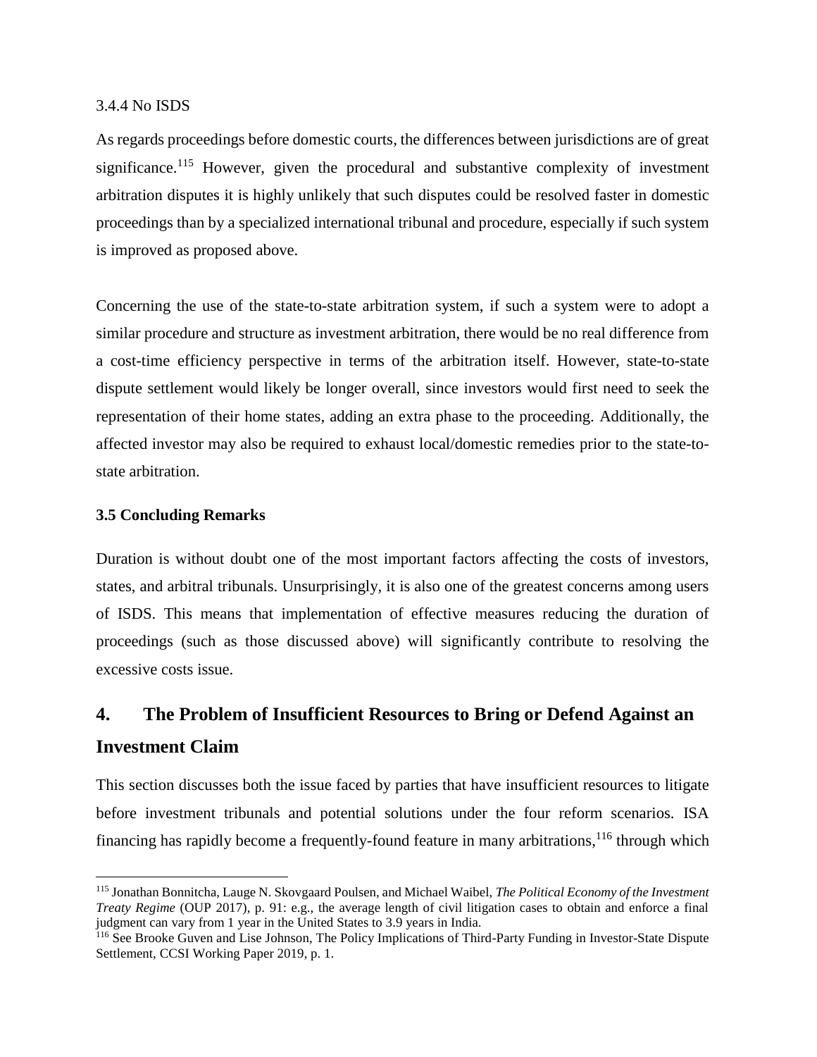#### 3.4.4 No ISDS

As regards proceedings before domestic courts, the differences between jurisdictions are of great significance.[115] However, given the procedural and substantive complexity of investment arbitration disputes it is highly unlikely that such disputes could be resolved faster in domestic proceedings than by a specialized international tribunal and procedure, especially if such system is improved as proposed above.

Concerning the use of the state-to-state arbitration system, if such a system were to adopt a similar procedure and structure as investment arbitration, there would be no real difference from a cost-time efficiency perspective in terms of the arbitration itself. However, state-to-state dispute settlement would likely be longer overall, since investors would first need to seek the representation of their home states, adding an extra phase to the proceeding. Additionally, the affected investor may also be required to exhaust local/domestic remedies prior to the state-to-state arbitration.

### 3.5 Concluding Remarks

Duration is without doubt one of the most important factors affecting the costs of investors, states, and arbitral tribunals. Unsurprisingly, it is also one of the greatest concerns among users of ISDS. This means that implementation of effective measures reducing the duration of proceedings (such as those discussed above) will significantly contribute to resolving the excessive costs issue.

## 4. The Problem of Insufficient Resources to Bring or Defend Against an Investment Claim

This section discusses both the issue faced by parties that have insufficient resources to litigate before investment tribunals and potential solutions under the four reform scenarios. ISA financing has rapidly become a frequently-found feature in many arbitrations,[116] through which

---

[115] Jonathan Bonnitcha, Lauge N. Skovgaard Poulsen, and Michael Waibel, *The Political Economy of the Investment Treaty Regime* (OUP 2017), p. 91: e.g., the average length of civil litigation cases to obtain and enforce a final judgment can vary from 1 year in the United States to 3.9 years in India.

[116] See Brooke Guven and Lise Johnson, The Policy Implications of Third-Party Funding in Investor-State Dispute Settlement, CCSI Working Paper 2019, p. 1.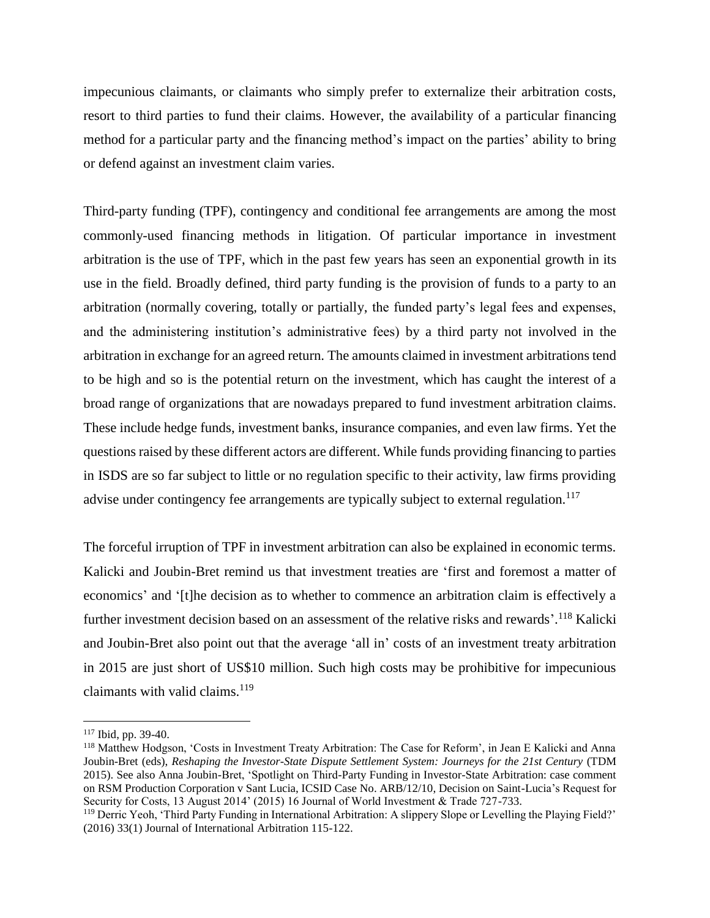impecunious claimants, or claimants who simply prefer to externalize their arbitration costs, resort to third parties to fund their claims. However, the availability of a particular financing method for a particular party and the financing method's impact on the parties' ability to bring or defend against an investment claim varies.

Third-party funding (TPF), contingency and conditional fee arrangements are among the most commonly-used financing methods in litigation. Of particular importance in investment arbitration is the use of TPF, which in the past few years has seen an exponential growth in its use in the field. Broadly defined, third party funding is the provision of funds to a party to an arbitration (normally covering, totally or partially, the funded party's legal fees and expenses, and the administering institution's administrative fees) by a third party not involved in the arbitration in exchange for an agreed return. The amounts claimed in investment arbitrations tend to be high and so is the potential return on the investment, which has caught the interest of a broad range of organizations that are nowadays prepared to fund investment arbitration claims. These include hedge funds, investment banks, insurance companies, and even law firms. Yet the questions raised by these different actors are different. While funds providing financing to parties in ISDS are so far subject to little or no regulation specific to their activity, law firms providing advise under contingency fee arrangements are typically subject to external regulation.[117]

The forceful irruption of TPF in investment arbitration can also be explained in economic terms. Kalicki and Joubin-Bret remind us that investment treaties are 'first and foremost a matter of economics' and '[t]he decision as to whether to commence an arbitration claim is effectively a further investment decision based on an assessment of the relative risks and rewards'.[118] Kalicki and Joubin-Bret also point out that the average 'all in' costs of an investment treaty arbitration in 2015 are just short of US$10 million. Such high costs may be prohibitive for impecunious claimants with valid claims.[119]

---

[117] Ibid, pp. 39-40.

[118] Matthew Hodgson, 'Costs in Investment Treaty Arbitration: The Case for Reform', in Jean E Kalicki and Anna Joubin-Bret (eds), *Reshaping the Investor-State Dispute Settlement System: Journeys for the 21st Century* (TDM 2015). See also Anna Joubin-Bret, 'Spotlight on Third-Party Funding in Investor-State Arbitration: case comment on RSM Production Corporation v Sant Lucia, ICSID Case No. ARB/12/10, Decision on Saint-Lucia's Request for Security for Costs, 13 August 2014' (2015) 16 Journal of World Investment & Trade 727-733.

[119] Derric Yeoh, 'Third Party Funding in International Arbitration: A slippery Slope or Levelling the Playing Field?' (2016) 33(1) Journal of International Arbitration 115-122.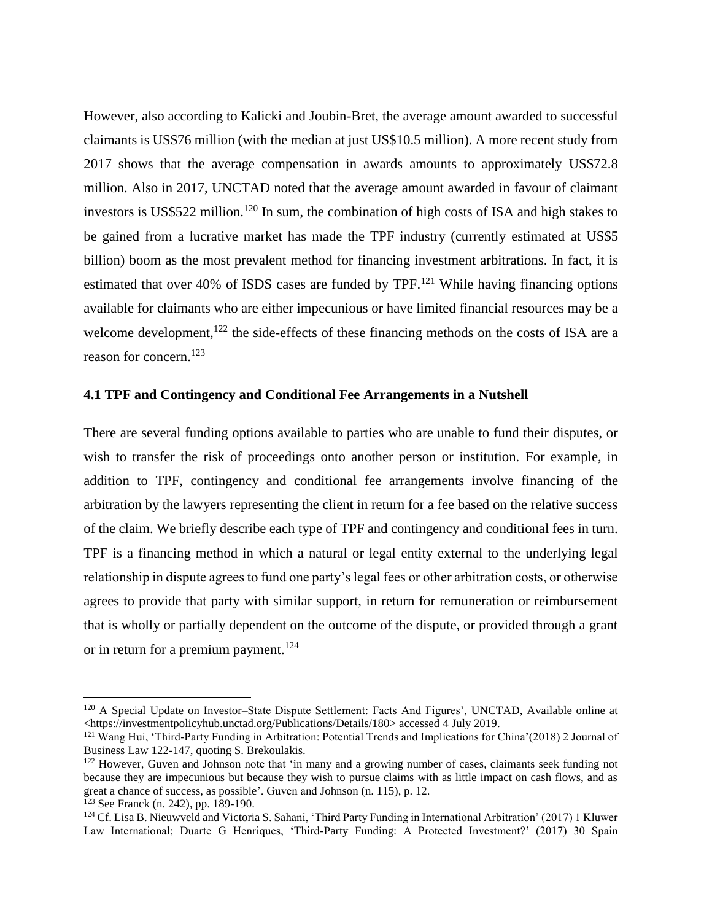However, also according to Kalicki and Joubin-Bret, the average amount awarded to successful claimants is US$76 million (with the median at just US$10.5 million). A more recent study from 2017 shows that the average compensation in awards amounts to approximately US$72.8 million. Also in 2017, UNCTAD noted that the average amount awarded in favour of claimant investors is US$522 million.[120] In sum, the combination of high costs of ISA and high stakes to be gained from a lucrative market has made the TPF industry (currently estimated at US$5 billion) boom as the most prevalent method for financing investment arbitrations. In fact, it is estimated that over 40% of ISDS cases are funded by TPF.[121] While having financing options available for claimants who are either impecunious or have limited financial resources may be a welcome development,[122] the side-effects of these financing methods on the costs of ISA are a reason for concern.[123]

### 4.1 TPF and Contingency and Conditional Fee Arrangements in a Nutshell

There are several funding options available to parties who are unable to fund their disputes, or wish to transfer the risk of proceedings onto another person or institution. For example, in addition to TPF, contingency and conditional fee arrangements involve financing of the arbitration by the lawyers representing the client in return for a fee based on the relative success of the claim. We briefly describe each type of TPF and contingency and conditional fees in turn. TPF is a financing method in which a natural or legal entity external to the underlying legal relationship in dispute agrees to fund one party's legal fees or other arbitration costs, or otherwise agrees to provide that party with similar support, in return for remuneration or reimbursement that is wholly or partially dependent on the outcome of the dispute, or provided through a grant or in return for a premium payment.[124]

---

[120] A Special Update on Investor–State Dispute Settlement: Facts And Figures', UNCTAD, Available online at <https://investmentpolicyhub.unctad.org/Publications/Details/180> accessed 4 July 2019.

[121] Wang Hui, 'Third-Party Funding in Arbitration: Potential Trends and Implications for China'(2018) 2 Journal of Business Law 122-147, quoting S. Brekoulakis.

[122] However, Guven and Johnson note that 'in many and a growing number of cases, claimants seek funding not because they are impecunious but because they wish to pursue claims with as little impact on cash flows, and as great a chance of success, as possible'. Guven and Johnson (n. 115), p. 12.

[123] See Franck (n. 242), pp. 189-190.

[124] Cf. Lisa B. Nieuwveld and Victoria S. Sahani, 'Third Party Funding in International Arbitration' (2017) 1 Kluwer Law International; Duarte G Henriques, 'Third-Party Funding: A Protected Investment?' (2017) 30 Spain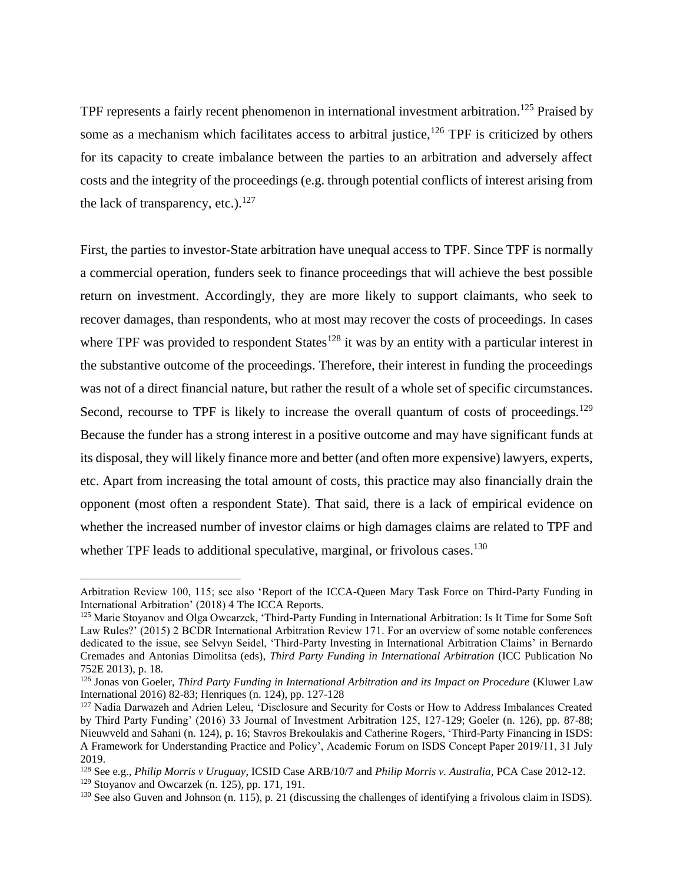TPF represents a fairly recent phenomenon in international investment arbitration.[125] Praised by some as a mechanism which facilitates access to arbitral justice,[126] TPF is criticized by others for its capacity to create imbalance between the parties to an arbitration and adversely affect costs and the integrity of the proceedings (e.g. through potential conflicts of interest arising from the lack of transparency, etc.).[127]

First, the parties to investor-State arbitration have unequal access to TPF. Since TPF is normally a commercial operation, funders seek to finance proceedings that will achieve the best possible return on investment. Accordingly, they are more likely to support claimants, who seek to recover damages, than respondents, who at most may recover the costs of proceedings. In cases where TPF was provided to respondent States[128] it was by an entity with a particular interest in the substantive outcome of the proceedings. Therefore, their interest in funding the proceedings was not of a direct financial nature, but rather the result of a whole set of specific circumstances. Second, recourse to TPF is likely to increase the overall quantum of costs of proceedings.[129] Because the funder has a strong interest in a positive outcome and may have significant funds at its disposal, they will likely finance more and better (and often more expensive) lawyers, experts, etc. Apart from increasing the total amount of costs, this practice may also financially drain the opponent (most often a respondent State). That said, there is a lack of empirical evidence on whether the increased number of investor claims or high damages claims are related to TPF and whether TPF leads to additional speculative, marginal, or frivolous cases.[130]

---

Arbitration Review 100, 115; see also 'Report of the ICCA-Queen Mary Task Force on Third-Party Funding in International Arbitration' (2018) 4 The ICCA Reports.

[125] Marie Stoyanov and Olga Owcarzek, 'Third-Party Funding in International Arbitration: Is It Time for Some Soft Law Rules?' (2015) 2 BCDR International Arbitration Review 171. For an overview of some notable conferences dedicated to the issue, see Selvyn Seidel, 'Third-Party Investing in International Arbitration Claims' in Bernardo Cremades and Antonias Dimolitsa (eds), *Third Party Funding in International Arbitration* (ICC Publication No 752E 2013), p. 18.

[126] Jonas von Goeler, *Third Party Funding in International Arbitration and its Impact on Procedure* (Kluwer Law International 2016) 82-83; Henriques (n. 124), pp. 127-128

[127] Nadia Darwazeh and Adrien Leleu, 'Disclosure and Security for Costs or How to Address Imbalances Created by Third Party Funding' (2016) 33 Journal of Investment Arbitration 125, 127-129; Goeler (n. 126), pp. 87-88; Nieuwveld and Sahani (n. 124), p. 16; Stavros Brekoulakis and Catherine Rogers, 'Third-Party Financing in ISDS: A Framework for Understanding Practice and Policy', Academic Forum on ISDS Concept Paper 2019/11, 31 July 2019.

[128] See e.g., *Philip Morris v Uruguay*, ICSID Case ARB/10/7 and *Philip Morris v. Australia*, PCA Case 2012-12.

[129] Stoyanov and Owcarzek (n. 125), pp. 171, 191.

[130] See also Guven and Johnson (n. 115), p. 21 (discussing the challenges of identifying a frivolous claim in ISDS).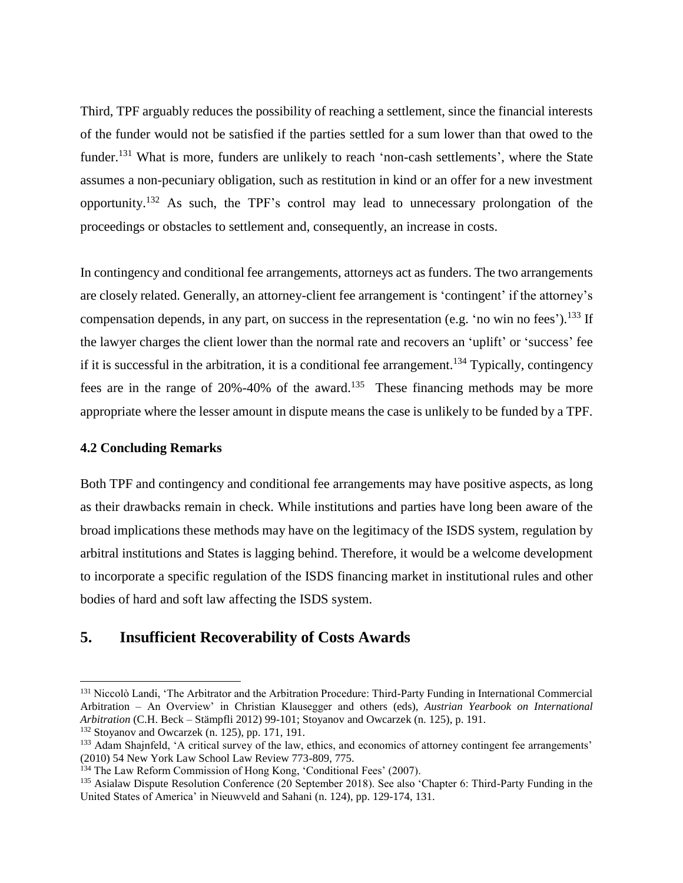Third, TPF arguably reduces the possibility of reaching a settlement, since the financial interests of the funder would not be satisfied if the parties settled for a sum lower than that owed to the funder.[131] What is more, funders are unlikely to reach 'non-cash settlements', where the State assumes a non-pecuniary obligation, such as restitution in kind or an offer for a new investment opportunity.[132] As such, the TPF's control may lead to unnecessary prolongation of the proceedings or obstacles to settlement and, consequently, an increase in costs.

In contingency and conditional fee arrangements, attorneys act as funders. The two arrangements are closely related. Generally, an attorney-client fee arrangement is 'contingent' if the attorney's compensation depends, in any part, on success in the representation (e.g. 'no win no fees').[133] If the lawyer charges the client lower than the normal rate and recovers an 'uplift' or 'success' fee if it is successful in the arbitration, it is a conditional fee arrangement.[134] Typically, contingency fees are in the range of 20%-40% of the award.[135] These financing methods may be more appropriate where the lesser amount in dispute means the case is unlikely to be funded by a TPF.

### 4.2 Concluding Remarks

Both TPF and contingency and conditional fee arrangements may have positive aspects, as long as their drawbacks remain in check. While institutions and parties have long been aware of the broad implications these methods may have on the legitimacy of the ISDS system, regulation by arbitral institutions and States is lagging behind. Therefore, it would be a welcome development to incorporate a specific regulation of the ISDS financing market in institutional rules and other bodies of hard and soft law affecting the ISDS system.

## 5. Insufficient Recoverability of Costs Awards

---

[131] Niccolò Landi, 'The Arbitrator and the Arbitration Procedure: Third-Party Funding in International Commercial Arbitration – An Overview' in Christian Klausegger and others (eds), *Austrian Yearbook on International Arbitration* (C.H. Beck – Stämpfli 2012) 99-101; Stoyanov and Owcarzek (n. 125), p. 191.

[132] Stoyanov and Owcarzek (n. 125), pp. 171, 191.

[133] Adam Shajnfeld, 'A critical survey of the law, ethics, and economics of attorney contingent fee arrangements' (2010) 54 New York Law School Law Review 773-809, 775.

[134] The Law Reform Commission of Hong Kong, 'Conditional Fees' (2007).

[135] Asialaw Dispute Resolution Conference (20 September 2018). See also 'Chapter 6: Third-Party Funding in the United States of America' in Nieuwveld and Sahani (n. 124), pp. 129-174, 131.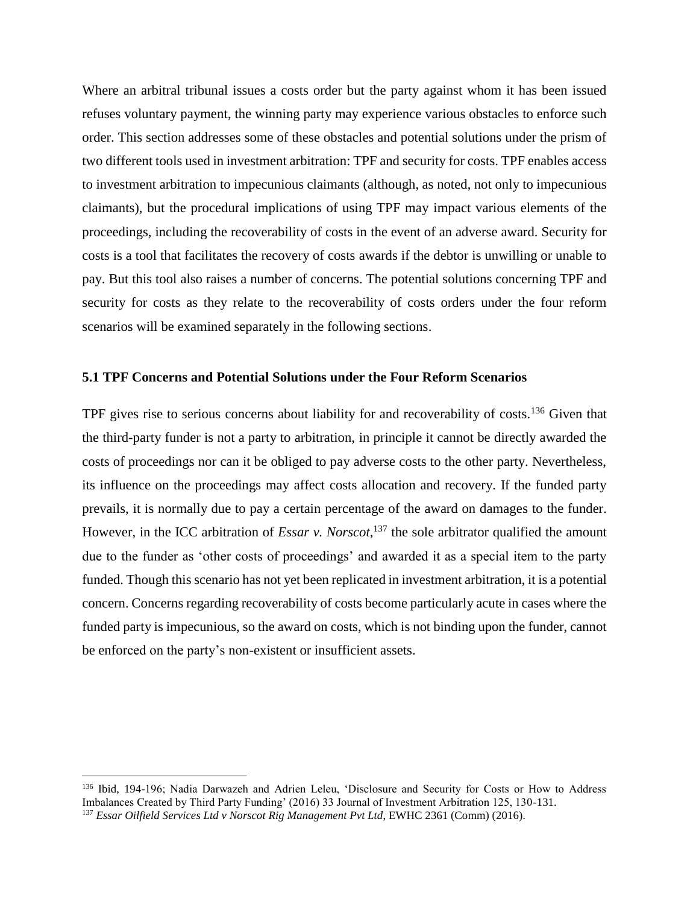Where an arbitral tribunal issues a costs order but the party against whom it has been issued refuses voluntary payment, the winning party may experience various obstacles to enforce such order. This section addresses some of these obstacles and potential solutions under the prism of two different tools used in investment arbitration: TPF and security for costs. TPF enables access to investment arbitration to impecunious claimants (although, as noted, not only to impecunious claimants), but the procedural implications of using TPF may impact various elements of the proceedings, including the recoverability of costs in the event of an adverse award. Security for costs is a tool that facilitates the recovery of costs awards if the debtor is unwilling or unable to pay. But this tool also raises a number of concerns. The potential solutions concerning TPF and security for costs as they relate to the recoverability of costs orders under the four reform scenarios will be examined separately in the following sections.

### 5.1 TPF Concerns and Potential Solutions under the Four Reform Scenarios

TPF gives rise to serious concerns about liability for and recoverability of costs.[136] Given that the third-party funder is not a party to arbitration, in principle it cannot be directly awarded the costs of proceedings nor can it be obliged to pay adverse costs to the other party. Nevertheless, its influence on the proceedings may affect costs allocation and recovery. If the funded party prevails, it is normally due to pay a certain percentage of the award on damages to the funder. However, in the ICC arbitration of *Essar v. Norscot*,[137] the sole arbitrator qualified the amount due to the funder as 'other costs of proceedings' and awarded it as a special item to the party funded. Though this scenario has not yet been replicated in investment arbitration, it is a potential concern. Concerns regarding recoverability of costs become particularly acute in cases where the funded party is impecunious, so the award on costs, which is not binding upon the funder, cannot be enforced on the party's non-existent or insufficient assets.

[136] Ibid, 194-196; Nadia Darwazeh and Adrien Leleu, 'Disclosure and Security for Costs or How to Address Imbalances Created by Third Party Funding' (2016) 33 Journal of Investment Arbitration 125, 130-131.

[137] *Essar Oilfield Services Ltd v Norscot Rig Management Pvt Ltd*, EWHC 2361 (Comm) (2016).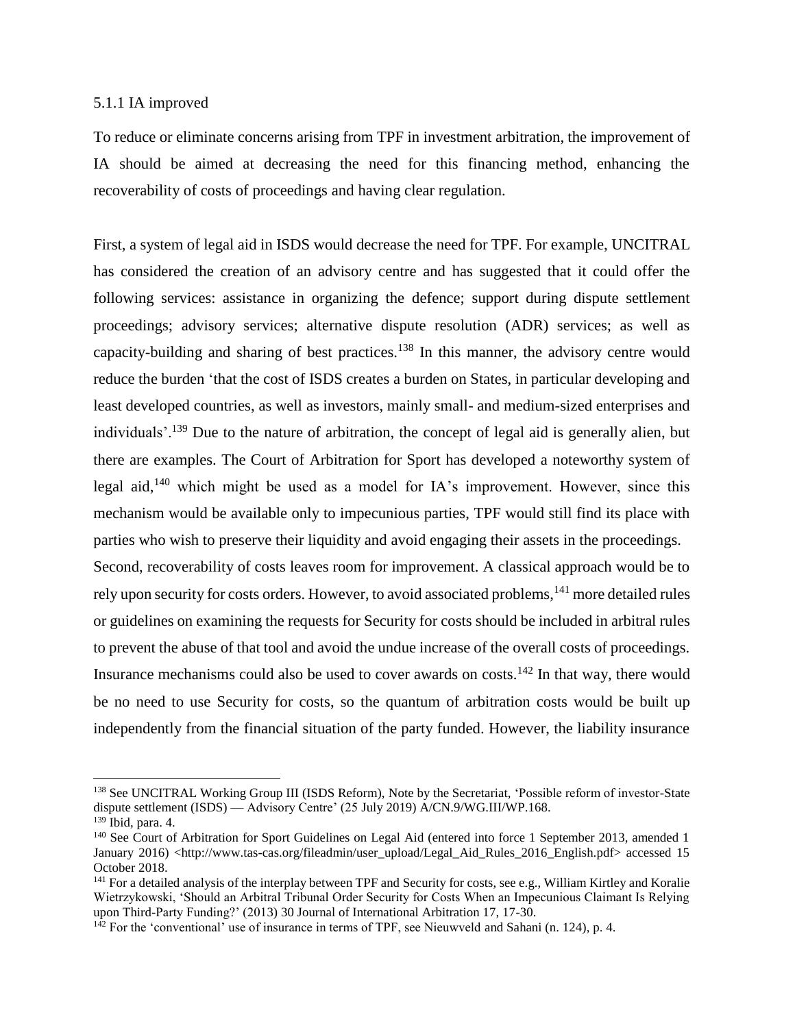### 5.1.1 IA improved

To reduce or eliminate concerns arising from TPF in investment arbitration, the improvement of IA should be aimed at decreasing the need for this financing method, enhancing the recoverability of costs of proceedings and having clear regulation.

First, a system of legal aid in ISDS would decrease the need for TPF. For example, UNCITRAL has considered the creation of an advisory centre and has suggested that it could offer the following services: assistance in organizing the defence; support during dispute settlement proceedings; advisory services; alternative dispute resolution (ADR) services; as well as capacity-building and sharing of best practices.[138] In this manner, the advisory centre would reduce the burden 'that the cost of ISDS creates a burden on States, in particular developing and least developed countries, as well as investors, mainly small- and medium-sized enterprises and individuals'.[139] Due to the nature of arbitration, the concept of legal aid is generally alien, but there are examples. The Court of Arbitration for Sport has developed a noteworthy system of legal aid,[140] which might be used as a model for IA's improvement. However, since this mechanism would be available only to impecunious parties, TPF would still find its place with parties who wish to preserve their liquidity and avoid engaging their assets in the proceedings.

Second, recoverability of costs leaves room for improvement. A classical approach would be to rely upon security for costs orders. However, to avoid associated problems,[141] more detailed rules or guidelines on examining the requests for Security for costs should be included in arbitral rules to prevent the abuse of that tool and avoid the undue increase of the overall costs of proceedings. Insurance mechanisms could also be used to cover awards on costs.[142] In that way, there would be no need to use Security for costs, so the quantum of arbitration costs would be built up independently from the financial situation of the party funded. However, the liability insurance

---

[138] See UNCITRAL Working Group III (ISDS Reform), Note by the Secretariat, 'Possible reform of investor-State dispute settlement (ISDS) — Advisory Centre' (25 July 2019) A/CN.9/WG.III/WP.168.

[139] Ibid, para. 4.

[140] See Court of Arbitration for Sport Guidelines on Legal Aid (entered into force 1 September 2013, amended 1 January 2016) <http://www.tas-cas.org/fileadmin/user_upload/Legal_Aid_Rules_2016_English.pdf> accessed 15 October 2018.

[141] For a detailed analysis of the interplay between TPF and Security for costs, see e.g., William Kirtley and Koralie Wietrzykowski, 'Should an Arbitral Tribunal Order Security for Costs When an Impecunious Claimant Is Relying upon Third-Party Funding?' (2013) 30 Journal of International Arbitration 17, 17-30.

[142] For the 'conventional' use of insurance in terms of TPF, see Nieuwveld and Sahani (n. 124), p. 4.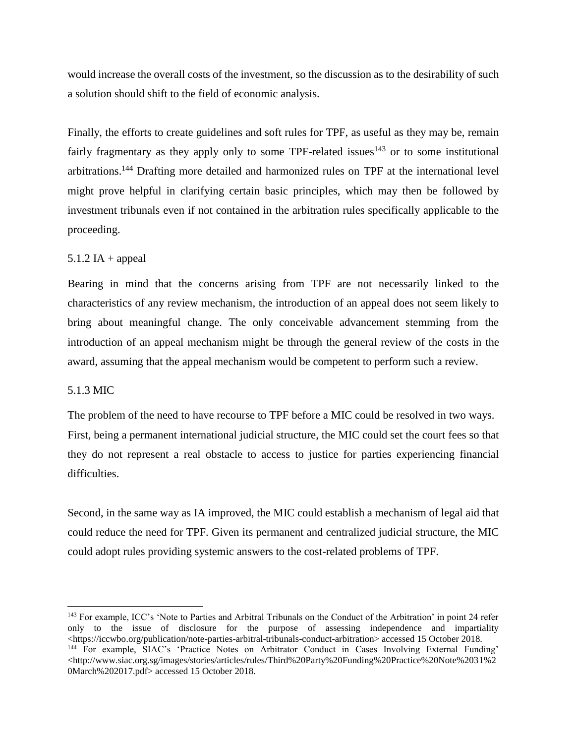would increase the overall costs of the investment, so the discussion as to the desirability of such a solution should shift to the field of economic analysis.

Finally, the efforts to create guidelines and soft rules for TPF, as useful as they may be, remain fairly fragmentary as they apply only to some TPF-related issues[143] or to some institutional arbitrations.[144] Drafting more detailed and harmonized rules on TPF at the international level might prove helpful in clarifying certain basic principles, which may then be followed by investment tribunals even if not contained in the arbitration rules specifically applicable to the proceeding.

#### 5.1.2 IA + appeal

Bearing in mind that the concerns arising from TPF are not necessarily linked to the characteristics of any review mechanism, the introduction of an appeal does not seem likely to bring about meaningful change. The only conceivable advancement stemming from the introduction of an appeal mechanism might be through the general review of the costs in the award, assuming that the appeal mechanism would be competent to perform such a review.

#### 5.1.3 MIC

The problem of the need to have recourse to TPF before a MIC could be resolved in two ways. First, being a permanent international judicial structure, the MIC could set the court fees so that they do not represent a real obstacle to access to justice for parties experiencing financial difficulties.

Second, in the same way as IA improved, the MIC could establish a mechanism of legal aid that could reduce the need for TPF. Given its permanent and centralized judicial structure, the MIC could adopt rules providing systemic answers to the cost-related problems of TPF.

---

[143] For example, ICC's 'Note to Parties and Arbitral Tribunals on the Conduct of the Arbitration' in point 24 refer only to the issue of disclosure for the purpose of assessing independence and impartiality <https://iccwbo.org/publication/note-parties-arbitral-tribunals-conduct-arbitration> accessed 15 October 2018.

[144] For example, SIAC's 'Practice Notes on Arbitrator Conduct in Cases Involving External Funding' <http://www.siac.org.sg/images/stories/articles/rules/Third%20Party%20Funding%20Practice%20Note%2031%20March%202017.pdf> accessed 15 October 2018.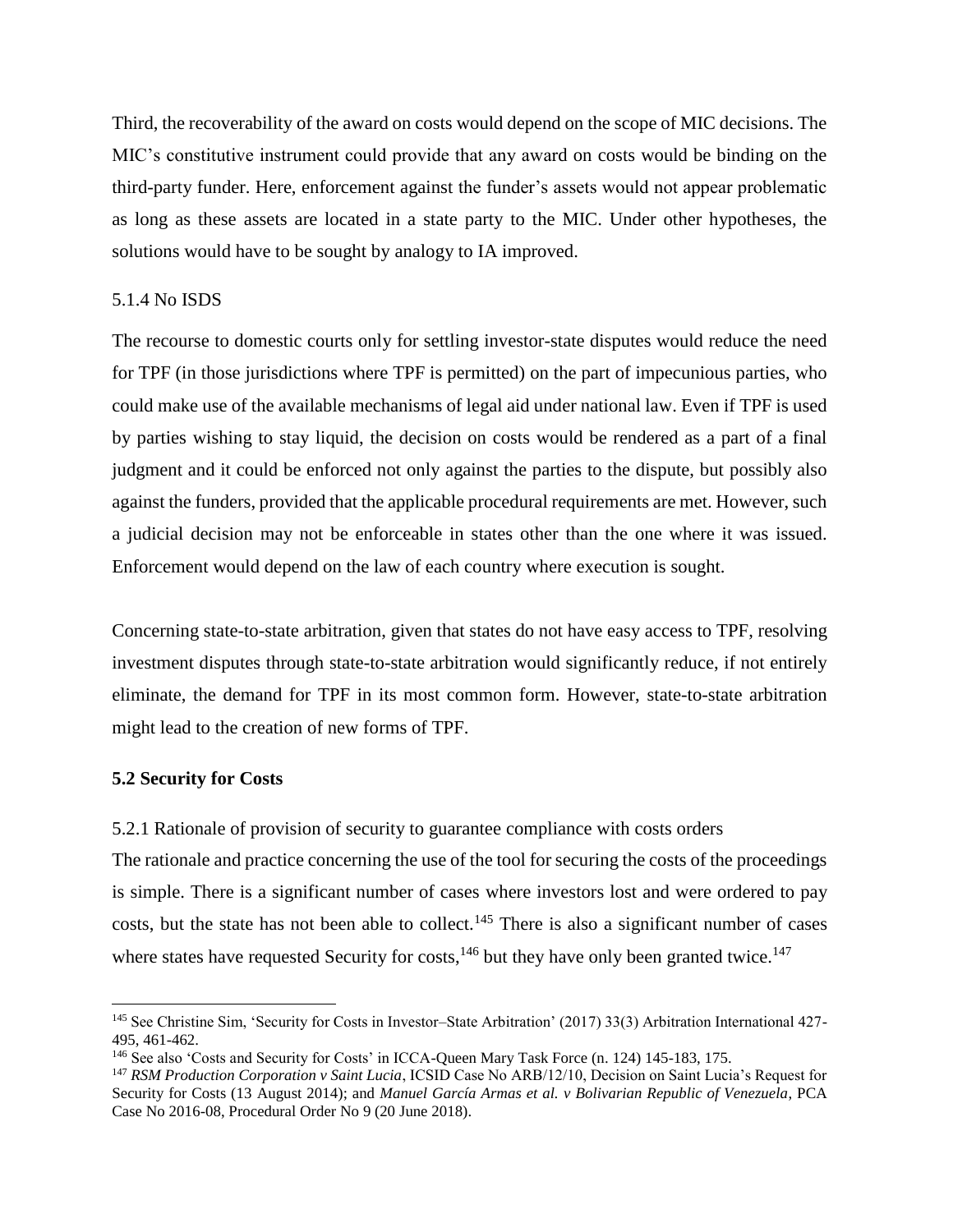Third, the recoverability of the award on costs would depend on the scope of MIC decisions. The MIC's constitutive instrument could provide that any award on costs would be binding on the third-party funder. Here, enforcement against the funder's assets would not appear problematic as long as these assets are located in a state party to the MIC. Under other hypotheses, the solutions would have to be sought by analogy to IA improved.

#### 5.1.4 No ISDS

The recourse to domestic courts only for settling investor-state disputes would reduce the need for TPF (in those jurisdictions where TPF is permitted) on the part of impecunious parties, who could make use of the available mechanisms of legal aid under national law. Even if TPF is used by parties wishing to stay liquid, the decision on costs would be rendered as a part of a final judgment and it could be enforced not only against the parties to the dispute, but possibly also against the funders, provided that the applicable procedural requirements are met. However, such a judicial decision may not be enforceable in states other than the one where it was issued. Enforcement would depend on the law of each country where execution is sought.

Concerning state-to-state arbitration, given that states do not have easy access to TPF, resolving investment disputes through state-to-state arbitration would significantly reduce, if not entirely eliminate, the demand for TPF in its most common form. However, state-to-state arbitration might lead to the creation of new forms of TPF.

### 5.2 Security for Costs

#### 5.2.1 Rationale of provision of security to guarantee compliance with costs orders

The rationale and practice concerning the use of the tool for securing the costs of the proceedings is simple. There is a significant number of cases where investors lost and were ordered to pay costs, but the state has not been able to collect.[145] There is also a significant number of cases where states have requested Security for costs,[146] but they have only been granted twice.[147]

---

[145] See Christine Sim, 'Security for Costs in Investor–State Arbitration' (2017) 33(3) Arbitration International 427-495, 461-462.

[146] See also 'Costs and Security for Costs' in ICCA-Queen Mary Task Force (n. 124) 145-183, 175.

[147] *RSM Production Corporation v Saint Lucia*, ICSID Case No ARB/12/10, Decision on Saint Lucia's Request for Security for Costs (13 August 2014); and *Manuel García Armas et al. v Bolivarian Republic of Venezuela*, PCA Case No 2016-08, Procedural Order No 9 (20 June 2018).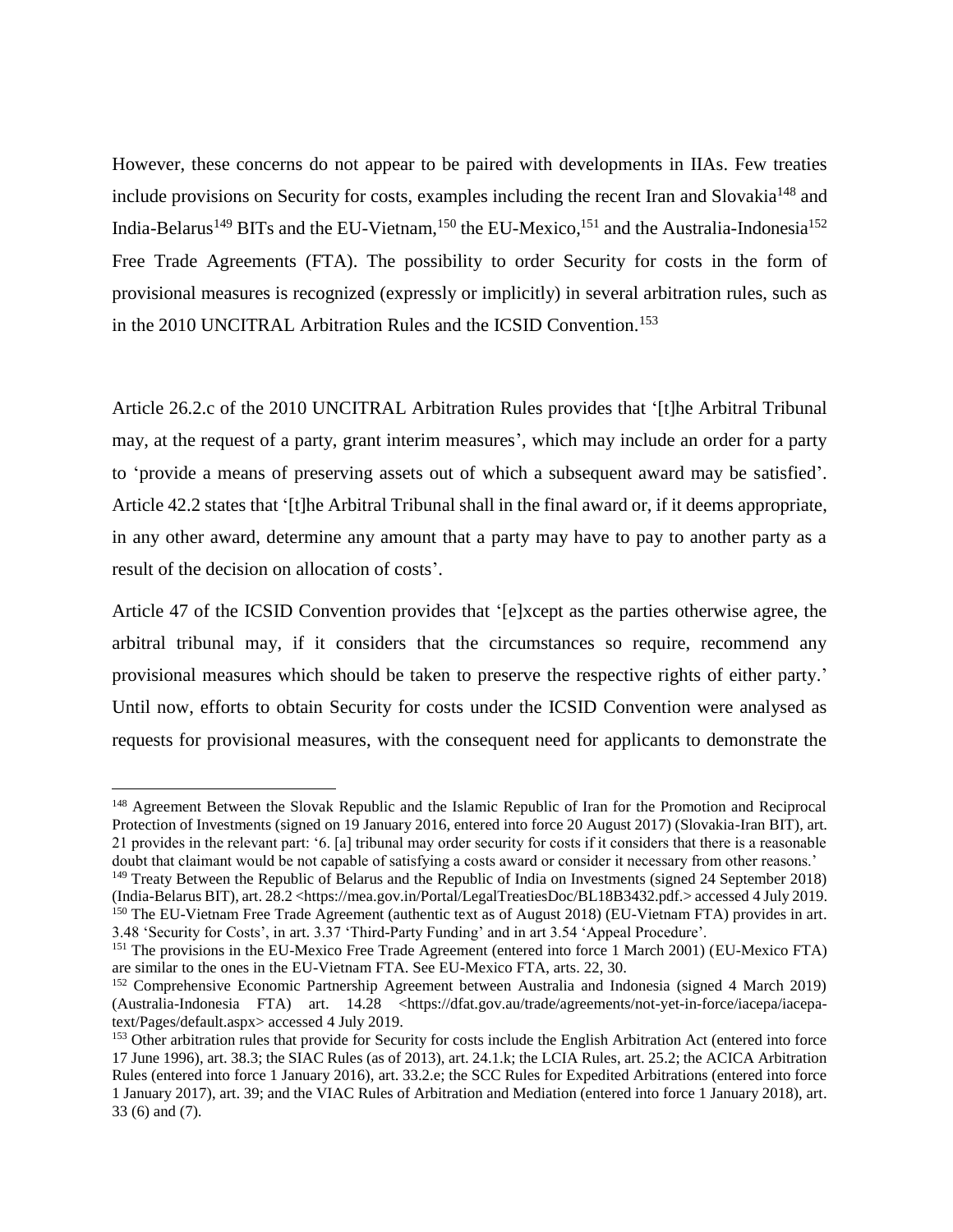However, these concerns do not appear to be paired with developments in IIAs. Few treaties include provisions on Security for costs, examples including the recent Iran and Slovakia[148] and India-Belarus[149] BITs and the EU-Vietnam,[150] the EU-Mexico,[151] and the Australia-Indonesia[152] Free Trade Agreements (FTA). The possibility to order Security for costs in the form of provisional measures is recognized (expressly or implicitly) in several arbitration rules, such as in the 2010 UNCITRAL Arbitration Rules and the ICSID Convention.[153]

Article 26.2.c of the 2010 UNCITRAL Arbitration Rules provides that '[t]he Arbitral Tribunal may, at the request of a party, grant interim measures', which may include an order for a party to 'provide a means of preserving assets out of which a subsequent award may be satisfied'. Article 42.2 states that '[t]he Arbitral Tribunal shall in the final award or, if it deems appropriate, in any other award, determine any amount that a party may have to pay to another party as a result of the decision on allocation of costs'.

Article 47 of the ICSID Convention provides that '[e]xcept as the parties otherwise agree, the arbitral tribunal may, if it considers that the circumstances so require, recommend any provisional measures which should be taken to preserve the respective rights of either party.' Until now, efforts to obtain Security for costs under the ICSID Convention were analysed as requests for provisional measures, with the consequent need for applicants to demonstrate the

---

[148] Agreement Between the Slovak Republic and the Islamic Republic of Iran for the Promotion and Reciprocal Protection of Investments (signed on 19 January 2016, entered into force 20 August 2017) (Slovakia-Iran BIT), art. 21 provides in the relevant part: '6. [a] tribunal may order security for costs if it considers that there is a reasonable doubt that claimant would be not capable of satisfying a costs award or consider it necessary from other reasons.'

[149] Treaty Between the Republic of Belarus and the Republic of India on Investments (signed 24 September 2018) (India-Belarus BIT), art. 28.2 <https://mea.gov.in/Portal/LegalTreatiesDoc/BL18B3432.pdf.> accessed 4 July 2019.

[150] The EU-Vietnam Free Trade Agreement (authentic text as of August 2018) (EU-Vietnam FTA) provides in art. 3.48 'Security for Costs', in art. 3.37 'Third-Party Funding' and in art 3.54 'Appeal Procedure'.

[151] The provisions in the EU-Mexico Free Trade Agreement (entered into force 1 March 2001) (EU-Mexico FTA) are similar to the ones in the EU-Vietnam FTA. See EU-Mexico FTA, arts. 22, 30.

[152] Comprehensive Economic Partnership Agreement between Australia and Indonesia (signed 4 March 2019) (Australia-Indonesia FTA) art. 14.28 <https://dfat.gov.au/trade/agreements/not-yet-in-force/iacepa/iacepa-text/Pages/default.aspx> accessed 4 July 2019.

[153] Other arbitration rules that provide for Security for costs include the English Arbitration Act (entered into force 17 June 1996), art. 38.3; the SIAC Rules (as of 2013), art. 24.1.k; the LCIA Rules, art. 25.2; the ACICA Arbitration Rules (entered into force 1 January 2016), art. 33.2.e; the SCC Rules for Expedited Arbitrations (entered into force 1 January 2017), art. 39; and the VIAC Rules of Arbitration and Mediation (entered into force 1 January 2018), art. 33 (6) and (7).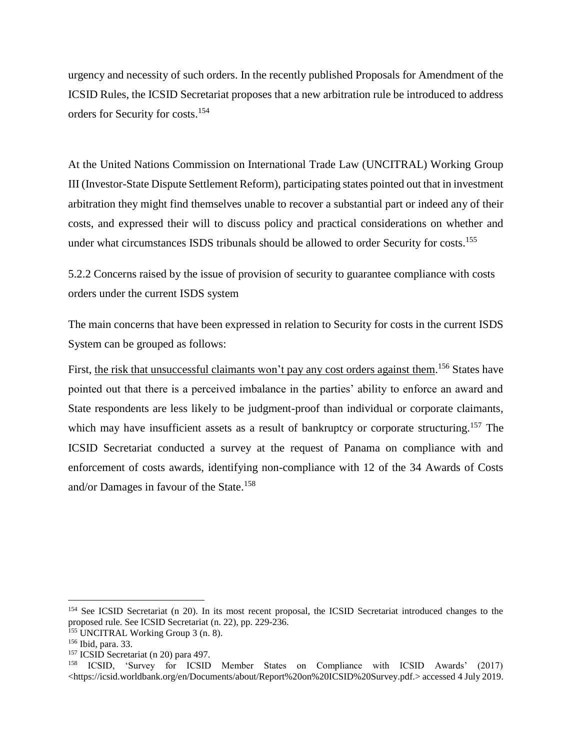urgency and necessity of such orders. In the recently published Proposals for Amendment of the ICSID Rules, the ICSID Secretariat proposes that a new arbitration rule be introduced to address orders for Security for costs.[154]

At the United Nations Commission on International Trade Law (UNCITRAL) Working Group III (Investor-State Dispute Settlement Reform), participating states pointed out that in investment arbitration they might find themselves unable to recover a substantial part or indeed any of their costs, and expressed their will to discuss policy and practical considerations on whether and under what circumstances ISDS tribunals should be allowed to order Security for costs.[155]

### 5.2.2 Concerns raised by the issue of provision of security to guarantee compliance with costs orders under the current ISDS system

The main concerns that have been expressed in relation to Security for costs in the current ISDS System can be grouped as follows:

First, <u>the risk that unsuccessful claimants won't pay any cost orders against them</u>.[156] States have pointed out that there is a perceived imbalance in the parties' ability to enforce an award and State respondents are less likely to be judgment-proof than individual or corporate claimants, which may have insufficient assets as a result of bankruptcy or corporate structuring.[157] The ICSID Secretariat conducted a survey at the request of Panama on compliance with and enforcement of costs awards, identifying non-compliance with 12 of the 34 Awards of Costs and/or Damages in favour of the State.[158]

---

[154] See ICSID Secretariat (n 20). In its most recent proposal, the ICSID Secretariat introduced changes to the proposed rule. See ICSID Secretariat (n. 22), pp. 229-236.

[155] UNCITRAL Working Group 3 (n. 8).

[156] Ibid, para. 33.

[157] ICSID Secretariat (n 20) para 497.

[158] ICSID, 'Survey for ICSID Member States on Compliance with ICSID Awards' (2017) <https://icsid.worldbank.org/en/Documents/about/Report%20on%20ICSID%20Survey.pdf.> accessed 4 July 2019.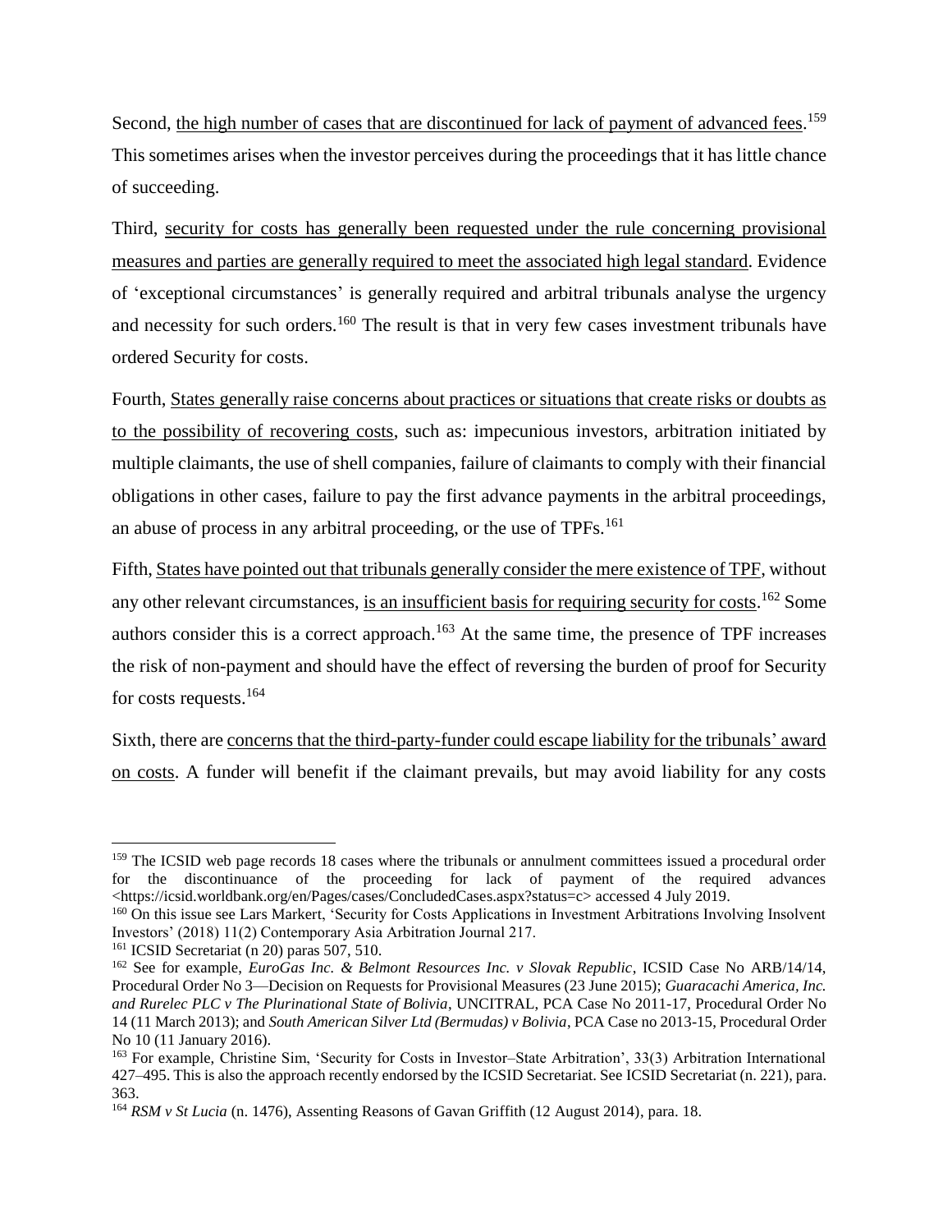Second, <u>the high number of cases that are discontinued for lack of payment of advanced fees</u>.[159] This sometimes arises when the investor perceives during the proceedings that it has little chance of succeeding.

Third, <u>security for costs has generally been requested under the rule concerning provisional measures and parties are generally required to meet the associated high legal standard</u>. Evidence of 'exceptional circumstances' is generally required and arbitral tribunals analyse the urgency and necessity for such orders.[160] The result is that in very few cases investment tribunals have ordered Security for costs.

Fourth, <u>States generally raise concerns about practices or situations that create risks or doubts as to the possibility of recovering costs</u>, such as: impecunious investors, arbitration initiated by multiple claimants, the use of shell companies, failure of claimants to comply with their financial obligations in other cases, failure to pay the first advance payments in the arbitral proceedings, an abuse of process in any arbitral proceeding, or the use of TPFs.[161]

Fifth, <u>States have pointed out that tribunals generally consider the mere existence of TPF</u>, without any other relevant circumstances, <u>is an insufficient basis for requiring security for costs</u>.[162] Some authors consider this is a correct approach.[163] At the same time, the presence of TPF increases the risk of non-payment and should have the effect of reversing the burden of proof for Security for costs requests.[164]

Sixth, there are <u>concerns that the third-party-funder could escape liability for the tribunals' award on costs</u>. A funder will benefit if the claimant prevails, but may avoid liability for any costs

---

[159] The ICSID web page records 18 cases where the tribunals or annulment committees issued a procedural order for the discontinuance of the proceeding for lack of payment of the required advances <https://icsid.worldbank.org/en/Pages/cases/ConcludedCases.aspx?status=c> accessed 4 July 2019.

[160] On this issue see Lars Markert, 'Security for Costs Applications in Investment Arbitrations Involving Insolvent Investors' (2018) 11(2) Contemporary Asia Arbitration Journal 217.

[161] ICSID Secretariat (n 20) paras 507, 510.

[162] See for example, *EuroGas Inc. & Belmont Resources Inc. v Slovak Republic*, ICSID Case No ARB/14/14, Procedural Order No 3—Decision on Requests for Provisional Measures (23 June 2015); *Guaracachi America, Inc. and Rurelec PLC v The Plurinational State of Bolivia*, UNCITRAL, PCA Case No 2011-17, Procedural Order No 14 (11 March 2013); and *South American Silver Ltd (Bermudas) v Bolivia*, PCA Case no 2013-15, Procedural Order No 10 (11 January 2016).

[163] For example, Christine Sim, 'Security for Costs in Investor–State Arbitration', 33(3) Arbitration International 427–495. This is also the approach recently endorsed by the ICSID Secretariat. See ICSID Secretariat (n. 221), para. 363.

[164] *RSM v St Lucia* (n. 1476), Assenting Reasons of Gavan Griffith (12 August 2014), para. 18.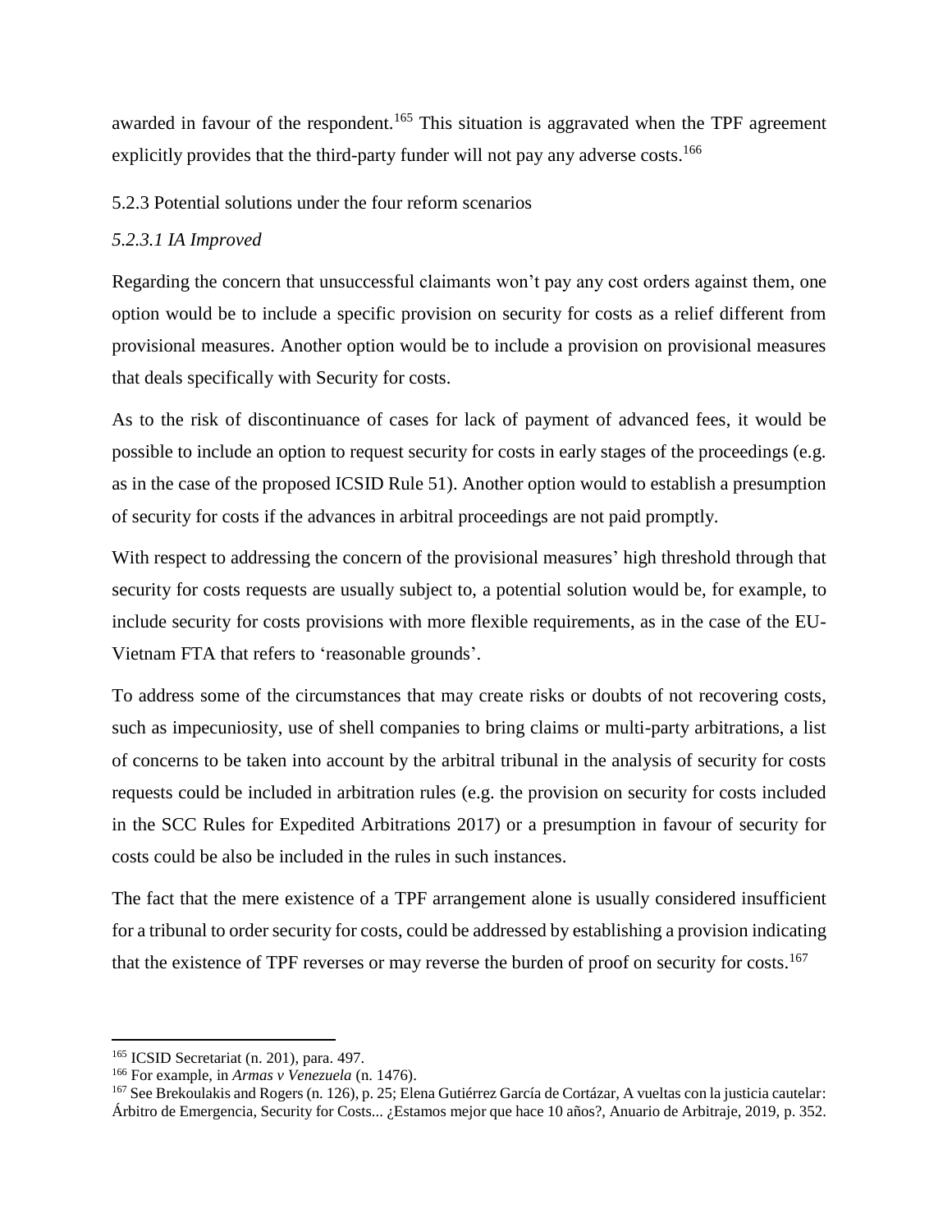awarded in favour of the respondent.[165] This situation is aggravated when the TPF agreement explicitly provides that the third-party funder will not pay any adverse costs.[166]

### 5.2.3 Potential solutions under the four reform scenarios

#### *5.2.3.1 IA Improved*

Regarding the concern that unsuccessful claimants won't pay any cost orders against them, one option would be to include a specific provision on security for costs as a relief different from provisional measures. Another option would be to include a provision on provisional measures that deals specifically with Security for costs.

As to the risk of discontinuance of cases for lack of payment of advanced fees, it would be possible to include an option to request security for costs in early stages of the proceedings (e.g. as in the case of the proposed ICSID Rule 51). Another option would to establish a presumption of security for costs if the advances in arbitral proceedings are not paid promptly.

With respect to addressing the concern of the provisional measures' high threshold through that security for costs requests are usually subject to, a potential solution would be, for example, to include security for costs provisions with more flexible requirements, as in the case of the EU-Vietnam FTA that refers to 'reasonable grounds'.

To address some of the circumstances that may create risks or doubts of not recovering costs, such as impecuniosity, use of shell companies to bring claims or multi-party arbitrations, a list of concerns to be taken into account by the arbitral tribunal in the analysis of security for costs requests could be included in arbitration rules (e.g. the provision on security for costs included in the SCC Rules for Expedited Arbitrations 2017) or a presumption in favour of security for costs could be also be included in the rules in such instances.

The fact that the mere existence of a TPF arrangement alone is usually considered insufficient for a tribunal to order security for costs, could be addressed by establishing a provision indicating that the existence of TPF reverses or may reverse the burden of proof on security for costs.[167]

---

[165] ICSID Secretariat (n. 201), para. 497.

[166] For example, in *Armas v Venezuela* (n. 1476).

[167] See Brekoulakis and Rogers (n. 126), p. 25; Elena Gutiérrez García de Cortázar, A vueltas con la justicia cautelar: Árbitro de Emergencia, Security for Costs... ¿Estamos mejor que hace 10 años?, Anuario de Arbitraje, 2019, p. 352.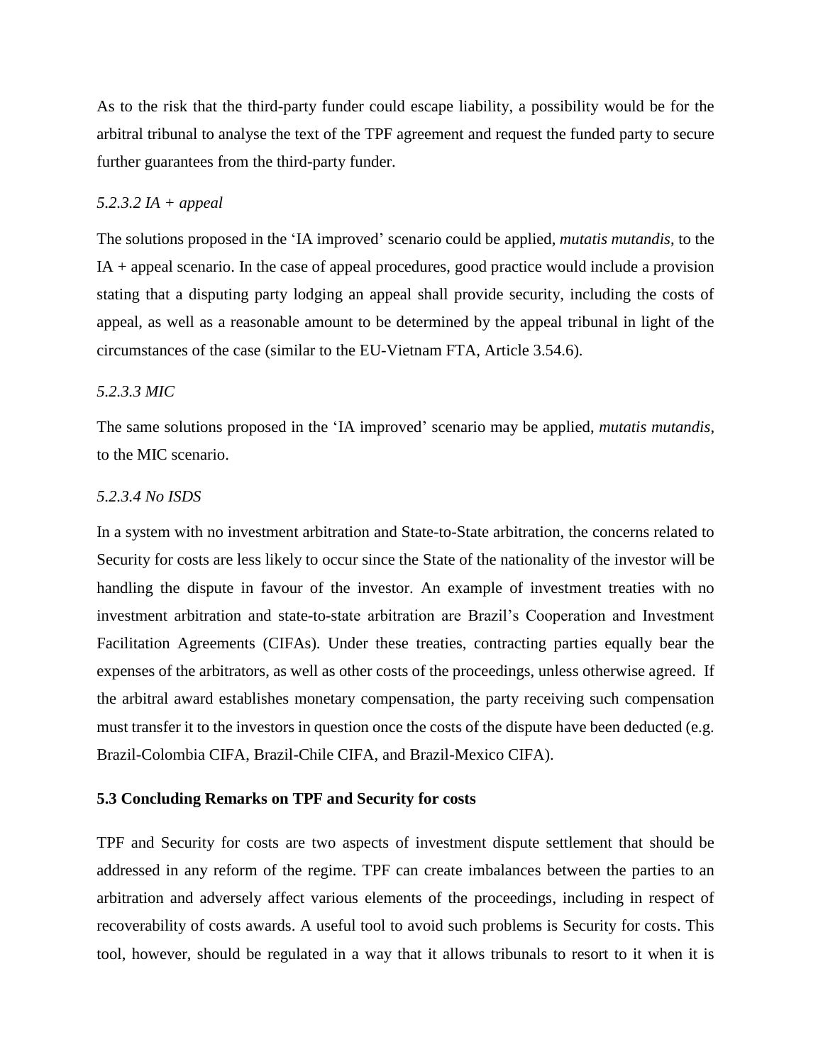As to the risk that the third-party funder could escape liability, a possibility would be for the arbitral tribunal to analyse the text of the TPF agreement and request the funded party to secure further guarantees from the third-party funder.

#### *5.2.3.2 IA + appeal*

The solutions proposed in the 'IA improved' scenario could be applied, *mutatis mutandis*, to the IA + appeal scenario. In the case of appeal procedures, good practice would include a provision stating that a disputing party lodging an appeal shall provide security, including the costs of appeal, as well as a reasonable amount to be determined by the appeal tribunal in light of the circumstances of the case (similar to the EU-Vietnam FTA, Article 3.54.6).

#### *5.2.3.3 MIC*

The same solutions proposed in the 'IA improved' scenario may be applied, *mutatis mutandis*, to the MIC scenario.

#### *5.2.3.4 No ISDS*

In a system with no investment arbitration and State-to-State arbitration, the concerns related to Security for costs are less likely to occur since the State of the nationality of the investor will be handling the dispute in favour of the investor. An example of investment treaties with no investment arbitration and state-to-state arbitration are Brazil's Cooperation and Investment Facilitation Agreements (CIFAs). Under these treaties, contracting parties equally bear the expenses of the arbitrators, as well as other costs of the proceedings, unless otherwise agreed. If the arbitral award establishes monetary compensation, the party receiving such compensation must transfer it to the investors in question once the costs of the dispute have been deducted (e.g. Brazil-Colombia CIFA, Brazil-Chile CIFA, and Brazil-Mexico CIFA).

### 5.3 Concluding Remarks on TPF and Security for costs

TPF and Security for costs are two aspects of investment dispute settlement that should be addressed in any reform of the regime. TPF can create imbalances between the parties to an arbitration and adversely affect various elements of the proceedings, including in respect of recoverability of costs awards. A useful tool to avoid such problems is Security for costs. This tool, however, should be regulated in a way that it allows tribunals to resort to it when it is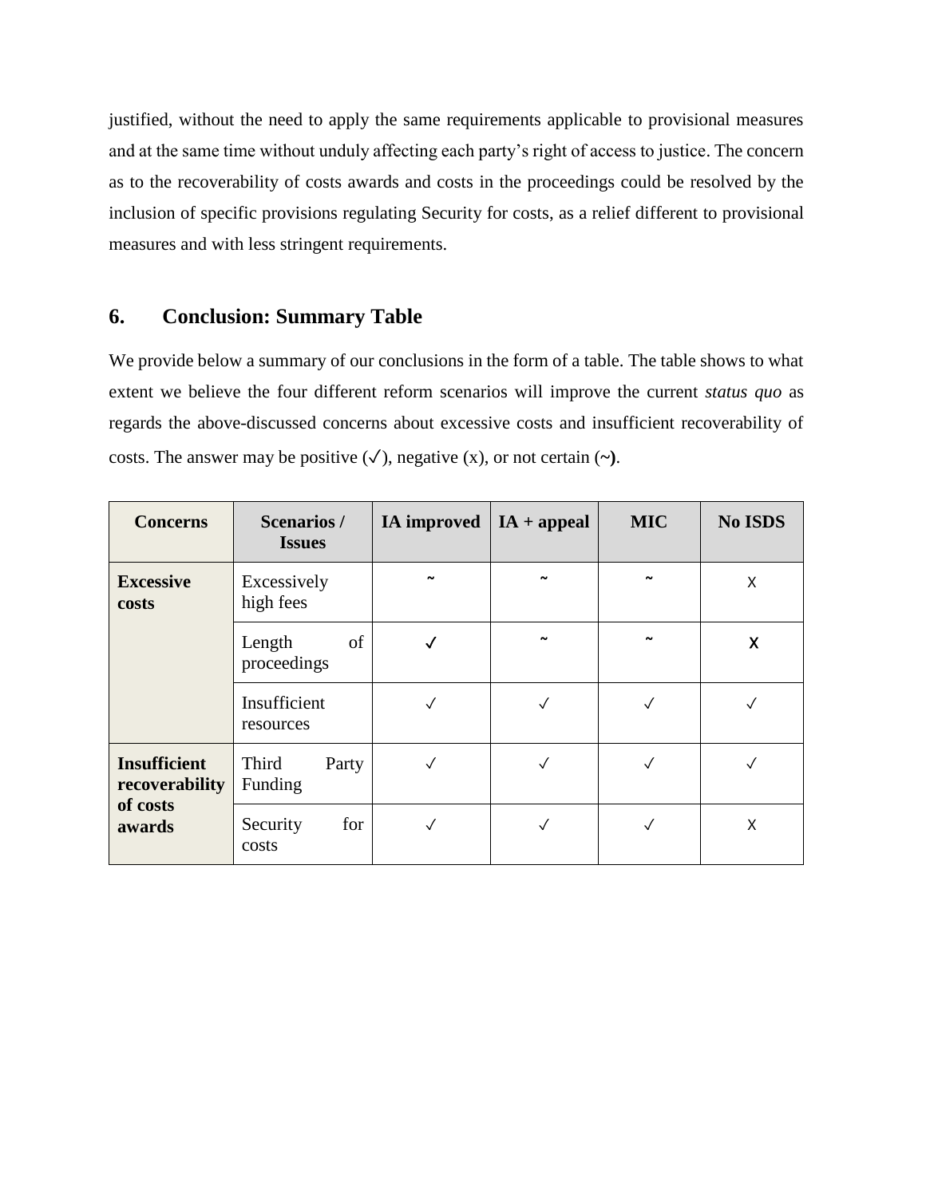justified, without the need to apply the same requirements applicable to provisional measures and at the same time without unduly affecting each party's right of access to justice. The concern as to the recoverability of costs awards and costs in the proceedings could be resolved by the inclusion of specific provisions regulating Security for costs, as a relief different to provisional measures and with less stringent requirements.

## 6. Conclusion: Summary Table

We provide below a summary of our conclusions in the form of a table. The table shows to what extent we believe the four different reform scenarios will improve the current *status quo* as regards the above-discussed concerns about excessive costs and insufficient recoverability of costs. The answer may be positive (✓), negative (x), or not certain (**~**).

| Concerns | Scenarios / Issues | IA improved | IA + appeal | MIC | No ISDS |
|---|---|---|---|---|---|
| **Excessive costs** | Excessively high fees | ~ | ~ | ~ | X |
| | Length of proceedings | ✓ | ~ | ~ | X |
| | Insufficient resources | ✓ | ✓ | ✓ | ✓ |
| **Insufficient recoverability of costs awards** | Third Party Funding | ✓ | ✓ | ✓ | ✓ |
| | Security for costs | ✓ | ✓ | ✓ | X |